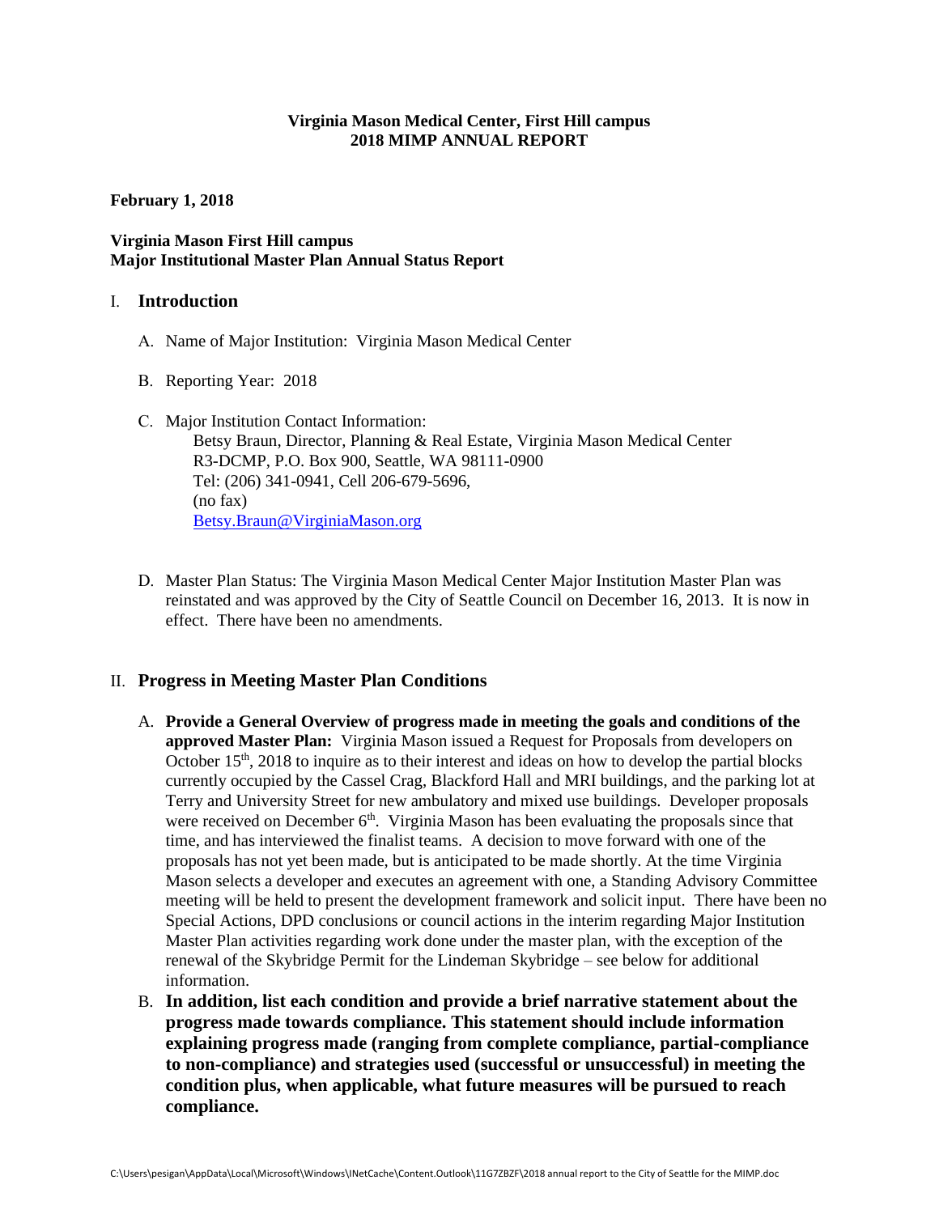**Virginia Mason Medical Center, First Hill campus**
**2018 MIMP ANNUAL REPORT**

**February 1, 2018**

**Virginia Mason First Hill campus**
**Major Institutional Master Plan Annual Status Report**

## I. Introduction

A. Name of Major Institution: Virginia Mason Medical Center

B. Reporting Year: 2018

C. Major Institution Contact Information:
Betsy Braun, Director, Planning & Real Estate, Virginia Mason Medical Center
R3-DCMP, P.O. Box 900, Seattle, WA 98111-0900
Tel: (206) 341-0941, Cell 206-679-5696,
(no fax)
Betsy.Braun@VirginiaMason.org

D. Master Plan Status: The Virginia Mason Medical Center Major Institution Master Plan was reinstated and was approved by the City of Seattle Council on December 16, 2013. It is now in effect. There have been no amendments.

## II. Progress in Meeting Master Plan Conditions

A. **Provide a General Overview of progress made in meeting the goals and conditions of the approved Master Plan:** Virginia Mason issued a Request for Proposals from developers on October 15th, 2018 to inquire as to their interest and ideas on how to develop the partial blocks currently occupied by the Cassel Crag, Blackford Hall and MRI buildings, and the parking lot at Terry and University Street for new ambulatory and mixed use buildings. Developer proposals were received on December 6th. Virginia Mason has been evaluating the proposals since that time, and has interviewed the finalist teams. A decision to move forward with one of the proposals has not yet been made, but is anticipated to be made shortly. At the time Virginia Mason selects a developer and executes an agreement with one, a Standing Advisory Committee meeting will be held to present the development framework and solicit input. There have been no Special Actions, DPD conclusions or council actions in the interim regarding Major Institution Master Plan activities regarding work done under the master plan, with the exception of the renewal of the Skybridge Permit for the Lindeman Skybridge – see below for additional information.

B. **In addition, list each condition and provide a brief narrative statement about the progress made towards compliance. This statement should include information explaining progress made (ranging from complete compliance, partial-compliance to non-compliance) and strategies used (successful or unsuccessful) in meeting the condition plus, when applicable, what future measures will be pursued to reach compliance.**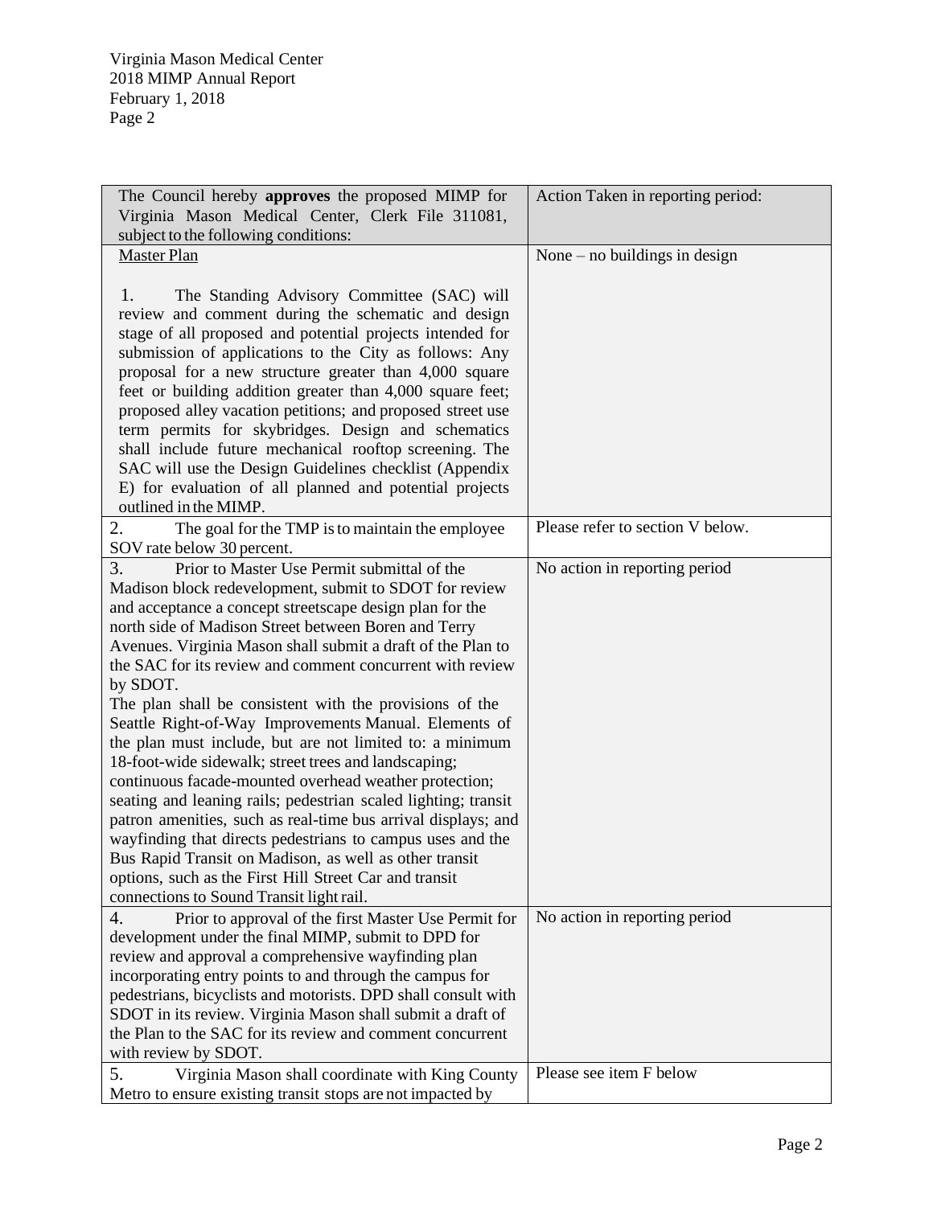| The Council hereby **approves** the proposed MIMP for Virginia Mason Medical Center, Clerk File 311081, subject to the following conditions: | Action Taken in reporting period: |
|---|---|
| Master Plan<br><br>1. The Standing Advisory Committee (SAC) will review and comment during the schematic and design stage of all proposed and potential projects intended for submission of applications to the City as follows: Any proposal for a new structure greater than 4,000 square feet or building addition greater than 4,000 square feet; proposed alley vacation petitions; and proposed street use term permits for skybridges. Design and schematics shall include future mechanical rooftop screening. The SAC will use the Design Guidelines checklist (Appendix E) for evaluation of all planned and potential projects outlined in the MIMP. | None – no buildings in design |
| 2. The goal for the TMP is to maintain the employee SOV rate below 30 percent. | Please refer to section V below. |
| 3. Prior to Master Use Permit submittal of the Madison block redevelopment, submit to SDOT for review and acceptance a concept streetscape design plan for the north side of Madison Street between Boren and Terry Avenues. Virginia Mason shall submit a draft of the Plan to the SAC for its review and comment concurrent with review by SDOT.<br>The plan shall be consistent with the provisions of the Seattle Right-of-Way Improvements Manual. Elements of the plan must include, but are not limited to: a minimum 18-foot-wide sidewalk; street trees and landscaping; continuous facade-mounted overhead weather protection; seating and leaning rails; pedestrian scaled lighting; transit patron amenities, such as real-time bus arrival displays; and wayfinding that directs pedestrians to campus uses and the Bus Rapid Transit on Madison, as well as other transit options, such as the First Hill Street Car and transit connections to Sound Transit light rail. | No action in reporting period |
| 4. Prior to approval of the first Master Use Permit for development under the final MIMP, submit to DPD for review and approval a comprehensive wayfinding plan incorporating entry points to and through the campus for pedestrians, bicyclists and motorists. DPD shall consult with SDOT in its review. Virginia Mason shall submit a draft of the Plan to the SAC for its review and comment concurrent with review by SDOT. | No action in reporting period |
| 5. Virginia Mason shall coordinate with King County Metro to ensure existing transit stops are not impacted by | Please see item F below |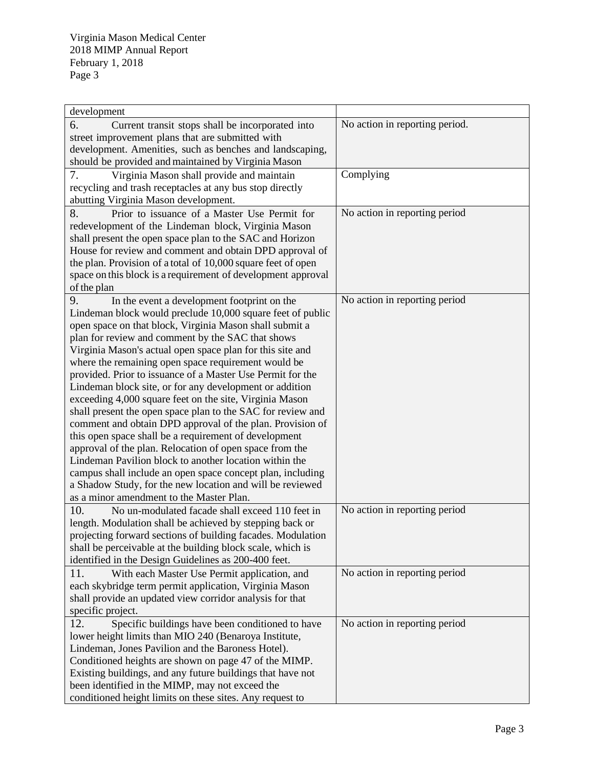| | |
|---|---|
| development | |
| 6. Current transit stops shall be incorporated into street improvement plans that are submitted with development. Amenities, such as benches and landscaping, should be provided and maintained by Virginia Mason | No action in reporting period. |
| 7. Virginia Mason shall provide and maintain recycling and trash receptacles at any bus stop directly abutting Virginia Mason development. | Complying |
| 8. Prior to issuance of a Master Use Permit for redevelopment of the Lindeman block, Virginia Mason shall present the open space plan to the SAC and Horizon House for review and comment and obtain DPD approval of the plan. Provision of a total of 10,000 square feet of open space on this block is a requirement of development approval of the plan | No action in reporting period |
| 9. In the event a development footprint on the Lindeman block would preclude 10,000 square feet of public open space on that block, Virginia Mason shall submit a plan for review and comment by the SAC that shows Virginia Mason's actual open space plan for this site and where the remaining open space requirement would be provided. Prior to issuance of a Master Use Permit for the Lindeman block site, or for any development or addition exceeding 4,000 square feet on the site, Virginia Mason shall present the open space plan to the SAC for review and comment and obtain DPD approval of the plan. Provision of this open space shall be a requirement of development approval of the plan. Relocation of open space from the Lindeman Pavilion block to another location within the campus shall include an open space concept plan, including a Shadow Study, for the new location and will be reviewed as a minor amendment to the Master Plan. | No action in reporting period |
| 10. No un-modulated facade shall exceed 110 feet in length. Modulation shall be achieved by stepping back or projecting forward sections of building facades. Modulation shall be perceivable at the building block scale, which is identified in the Design Guidelines as 200-400 feet. | No action in reporting period |
| 11. With each Master Use Permit application, and each skybridge term permit application, Virginia Mason shall provide an updated view corridor analysis for that specific project. | No action in reporting period |
| 12. Specific buildings have been conditioned to have lower height limits than MIO 240 (Benaroya Institute, Lindeman, Jones Pavilion and the Baroness Hotel). Conditioned heights are shown on page 47 of the MIMP. Existing buildings, and any future buildings that have not been identified in the MIMP, may not exceed the conditioned height limits on these sites. Any request to | No action in reporting period |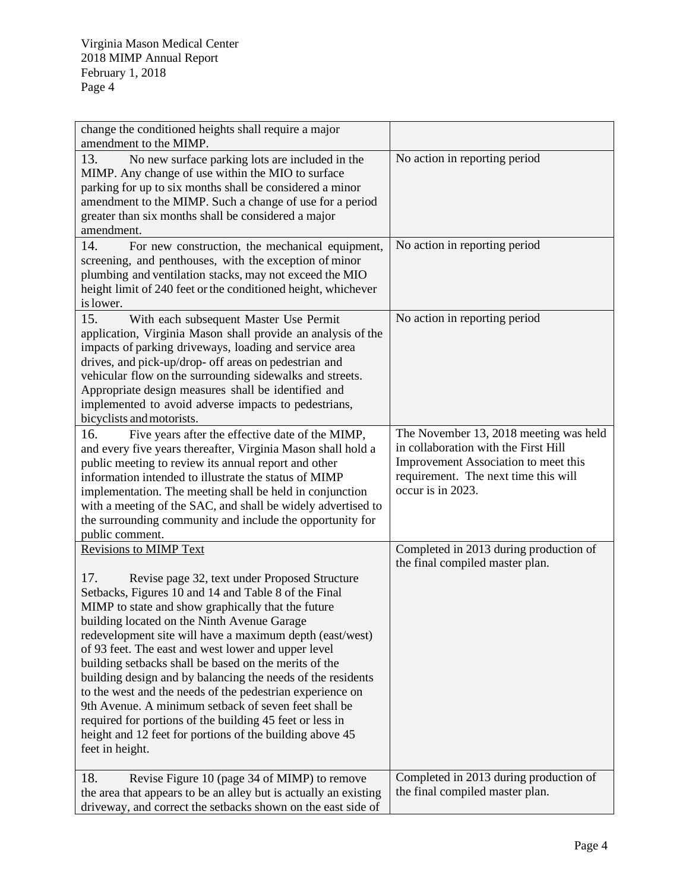| | |
|---|---|
| change the conditioned heights shall require a major amendment to the MIMP. | |
| 13. No new surface parking lots are included in the MIMP. Any change of use within the MIO to surface parking for up to six months shall be considered a minor amendment to the MIMP. Such a change of use for a period greater than six months shall be considered a major amendment. | No action in reporting period |
| 14. For new construction, the mechanical equipment, screening, and penthouses, with the exception of minor plumbing and ventilation stacks, may not exceed the MIO height limit of 240 feet or the conditioned height, whichever is lower. | No action in reporting period |
| 15. With each subsequent Master Use Permit application, Virginia Mason shall provide an analysis of the impacts of parking driveways, loading and service area drives, and pick-up/drop- off areas on pedestrian and vehicular flow on the surrounding sidewalks and streets. Appropriate design measures shall be identified and implemented to avoid adverse impacts to pedestrians, bicyclists and motorists. | No action in reporting period |
| 16. Five years after the effective date of the MIMP, and every five years thereafter, Virginia Mason shall hold a public meeting to review its annual report and other information intended to illustrate the status of MIMP implementation. The meeting shall be held in conjunction with a meeting of the SAC, and shall be widely advertised to the surrounding community and include the opportunity for public comment. | The November 13, 2018 meeting was held in collaboration with the First Hill Improvement Association to meet this requirement. The next time this will occur is in 2023. |
| Revisions to MIMP Text<br><br>17. Revise page 32, text under Proposed Structure Setbacks, Figures 10 and 14 and Table 8 of the Final MIMP to state and show graphically that the future building located on the Ninth Avenue Garage redevelopment site will have a maximum depth (east/west) of 93 feet. The east and west lower and upper level building setbacks shall be based on the merits of the building design and by balancing the needs of the residents to the west and the needs of the pedestrian experience on 9th Avenue. A minimum setback of seven feet shall be required for portions of the building 45 feet or less in height and 12 feet for portions of the building above 45 feet in height. | Completed in 2013 during production of the final compiled master plan. |
| 18. Revise Figure 10 (page 34 of MIMP) to remove the area that appears to be an alley but is actually an existing driveway, and correct the setbacks shown on the east side of | Completed in 2013 during production of the final compiled master plan. |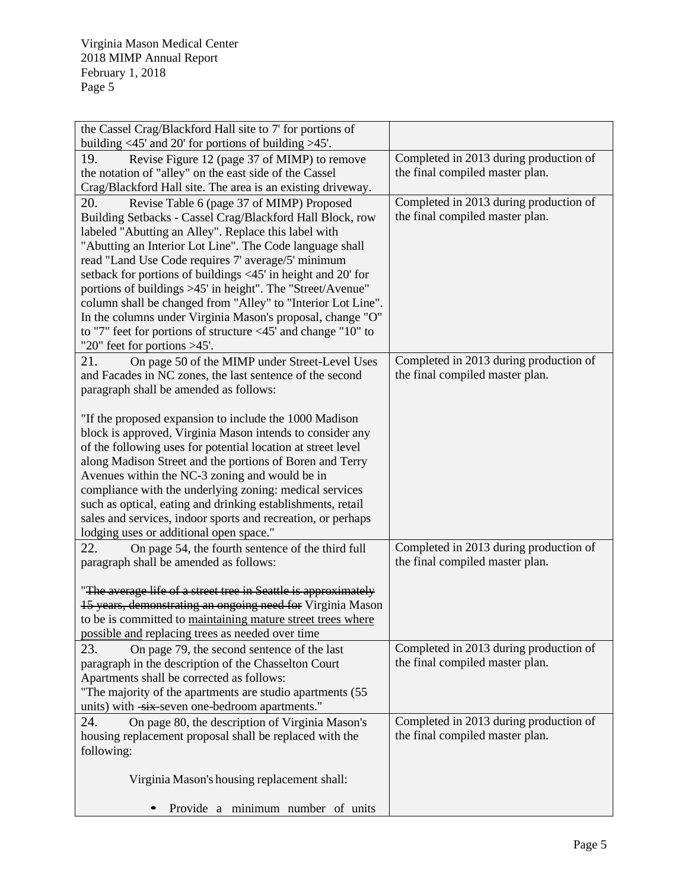| | |
|---|---|
| the Cassel Crag/Blackford Hall site to 7' for portions of building <45' and 20' for portions of building >45'. | |
| 19. Revise Figure 12 (page 37 of MIMP) to remove the notation of "alley" on the east side of the Cassel Crag/Blackford Hall site. The area is an existing driveway. | Completed in 2013 during production of the final compiled master plan. |
| 20. Revise Table 6 (page 37 of MIMP) Proposed Building Setbacks - Cassel Crag/Blackford Hall Block, row labeled "Abutting an Alley". Replace this label with "Abutting an Interior Lot Line". The Code language shall read "Land Use Code requires 7' average/5' minimum setback for portions of buildings <45' in height and 20' for portions of buildings >45' in height". The "Street/Avenue" column shall be changed from "Alley" to "Interior Lot Line". In the columns under Virginia Mason's proposal, change "O" to "7" feet for portions of structure <45' and change "10" to "20" feet for portions >45'. | Completed in 2013 during production of the final compiled master plan. |
| 21. On page 50 of the MIMP under Street-Level Uses and Facades in NC zones, the last sentence of the second paragraph shall be amended as follows:<br><br>"If the proposed expansion to include the 1000 Madison block is approved, Virginia Mason intends to consider any of the following uses for potential location at street level along Madison Street and the portions of Boren and Terry Avenues within the NC-3 zoning and would be in compliance with the underlying zoning: medical services such as optical, eating and drinking establishments, retail sales and services, indoor sports and recreation, or perhaps lodging uses or additional open space." | Completed in 2013 during production of the final compiled master plan. |
| 22. On page 54, the fourth sentence of the third full paragraph shall be amended as follows:<br><br>"~~The average life of a street tree in Seattle is approximately 15 years, demonstrating an ongoing need for~~ Virginia Mason to be is committed to <u>maintaining mature street trees where possible and</u> replacing trees as needed over time | Completed in 2013 during production of the final compiled master plan. |
| 23. On page 79, the second sentence of the last paragraph in the description of the Chasselton Court Apartments shall be corrected as follows:<br>"The majority of the apartments are studio apartments (55 units) with ~~-six-~~seven one-bedroom apartments." | Completed in 2013 during production of the final compiled master plan. |
| 24. On page 80, the description of Virginia Mason's housing replacement proposal shall be replaced with the following:<br><br>Virginia Mason's housing replacement shall:<br><br>• Provide a minimum number of units | Completed in 2013 during production of the final compiled master plan. |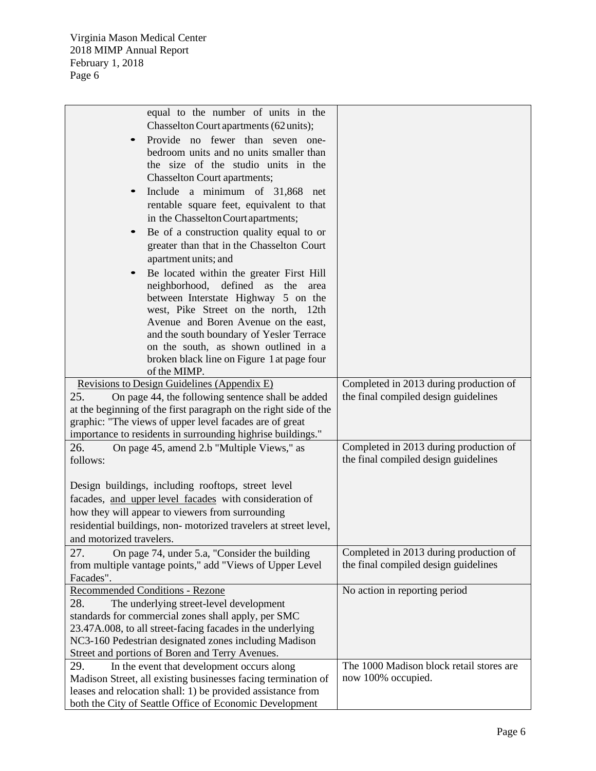| | |
|---|---|
| equal to the number of units in the Chasselton Court apartments (62 units); <br>• Provide no fewer than seven one-bedroom units and no units smaller than the size of the studio units in the Chasselton Court apartments; <br>• Include a minimum of 31,868 net rentable square feet, equivalent to that in the Chasselton Court apartments; <br>• Be of a construction quality equal to or greater than that in the Chasselton Court apartment units; and <br>• Be located within the greater First Hill neighborhood, defined as the area between Interstate Highway 5 on the west, Pike Street on the north, 12th Avenue and Boren Avenue on the east, and the south boundary of Yesler Terrace on the south, as shown outlined in a broken black line on Figure 1 at page four of the MIMP. | |
| <u>Revisions to Design Guidelines (Appendix E)</u><br>25. On page 44, the following sentence shall be added at the beginning of the first paragraph on the right side of the graphic: "The views of upper level facades are of great importance to residents in surrounding highrise buildings." | Completed in 2013 during production of the final compiled design guidelines |
| 26. On page 45, amend 2.b "Multiple Views," as follows:<br><br>Design buildings, including rooftops, street level facades, <u>and upper level facades</u> with consideration of how they will appear to viewers from surrounding residential buildings, non- motorized travelers at street level, and motorized travelers. | Completed in 2013 during production of the final compiled design guidelines |
| 27. On page 74, under 5.a, "Consider the building from multiple vantage points," add "Views of Upper Level Facades". | Completed in 2013 during production of the final compiled design guidelines |
| <u>Recommended Conditions - Rezone</u><br>28. The underlying street-level development standards for commercial zones shall apply, per SMC 23.47A.008, to all street-facing facades in the underlying NC3-160 Pedestrian designated zones including Madison Street and portions of Boren and Terry Avenues. | No action in reporting period |
| 29. In the event that development occurs along Madison Street, all existing businesses facing termination of leases and relocation shall: 1) be provided assistance from both the City of Seattle Office of Economic Development | The 1000 Madison block retail stores are now 100% occupied. |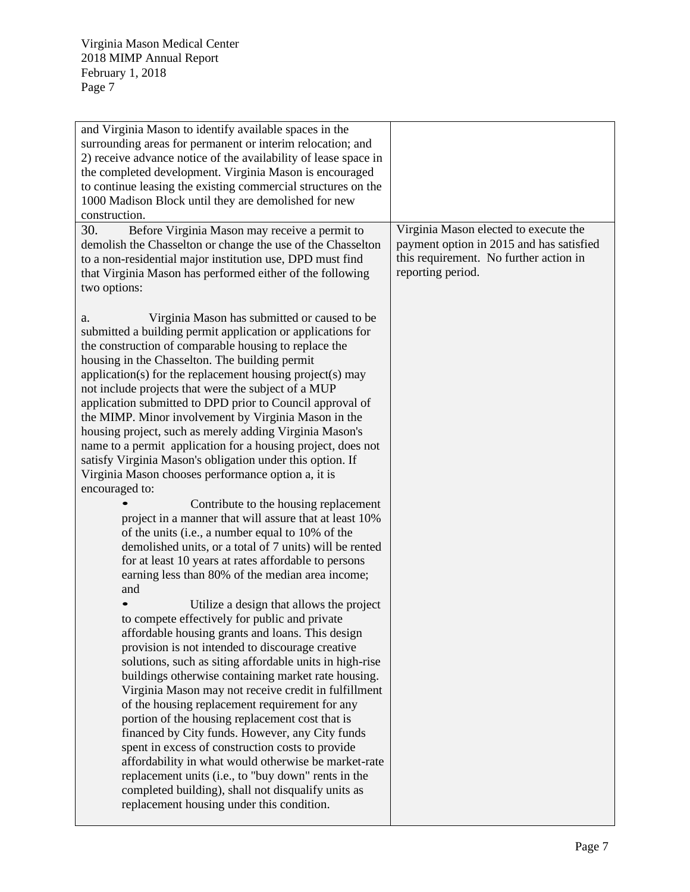| | |
|---|---|
| and Virginia Mason to identify available spaces in the surrounding areas for permanent or interim relocation; and 2) receive advance notice of the availability of lease space in the completed development. Virginia Mason is encouraged to continue leasing the existing commercial structures on the 1000 Madison Block until they are demolished for new construction. | |
| 30. Before Virginia Mason may receive a permit to demolish the Chasselton or change the use of the Chasselton to a non-residential major institution use, DPD must find that Virginia Mason has performed either of the following two options:<br><br>a. Virginia Mason has submitted or caused to be submitted a building permit application or applications for the construction of comparable housing to replace the housing in the Chasselton. The building permit application(s) for the replacement housing project(s) may not include projects that were the subject of a MUP application submitted to DPD prior to Council approval of the MIMP. Minor involvement by Virginia Mason in the housing project, such as merely adding Virginia Mason's name to a permit application for a housing project, does not satisfy Virginia Mason's obligation under this option. If Virginia Mason chooses performance option a, it is encouraged to:<br>• Contribute to the housing replacement project in a manner that will assure that at least 10% of the units (i.e., a number equal to 10% of the demolished units, or a total of 7 units) will be rented for at least 10 years at rates affordable to persons earning less than 80% of the median area income; and<br>• Utilize a design that allows the project to compete effectively for public and private affordable housing grants and loans. This design provision is not intended to discourage creative solutions, such as siting affordable units in high-rise buildings otherwise containing market rate housing. Virginia Mason may not receive credit in fulfillment of the housing replacement requirement for any portion of the housing replacement cost that is financed by City funds. However, any City funds spent in excess of construction costs to provide affordability in what would otherwise be market-rate replacement units (i.e., to "buy down" rents in the completed building), shall not disqualify units as replacement housing under this condition. | Virginia Mason elected to execute the payment option in 2015 and has satisfied this requirement. No further action in reporting period. |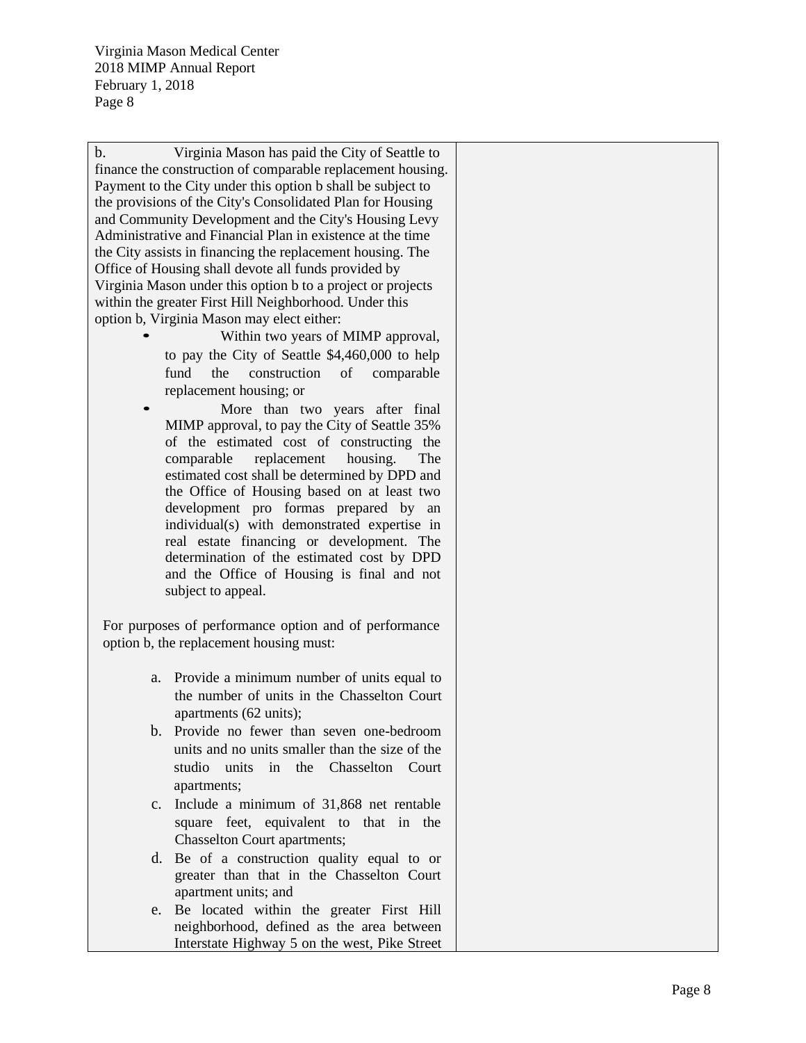| | |
|---|---|
| b. Virginia Mason has paid the City of Seattle to finance the construction of comparable replacement housing. Payment to the City under this option b shall be subject to the provisions of the City's Consolidated Plan for Housing and Community Development and the City's Housing Levy Administrative and Financial Plan in existence at the time the City assists in financing the replacement housing. The Office of Housing shall devote all funds provided by Virginia Mason under this option b to a project or projects within the greater First Hill Neighborhood. Under this option b, Virginia Mason may elect either:<br>• Within two years of MIMP approval, to pay the City of Seattle $4,460,000 to help fund the construction of comparable replacement housing; or<br>• More than two years after final MIMP approval, to pay the City of Seattle 35% of the estimated cost of constructing the comparable replacement housing. The estimated cost shall be determined by DPD and the Office of Housing based on at least two development pro formas prepared by an individual(s) with demonstrated expertise in real estate financing or development. The determination of the estimated cost by DPD and the Office of Housing is final and not subject to appeal.<br><br>For purposes of performance option and of performance option b, the replacement housing must:<br><br>a. Provide a minimum number of units equal to the number of units in the Chasselton Court apartments (62 units);<br>b. Provide no fewer than seven one-bedroom units and no units smaller than the size of the studio units in the Chasselton Court apartments;<br>c. Include a minimum of 31,868 net rentable square feet, equivalent to that in the Chasselton Court apartments;<br>d. Be of a construction quality equal to or greater than that in the Chasselton Court apartment units; and<br>e. Be located within the greater First Hill neighborhood, defined as the area between Interstate Highway 5 on the west, Pike Street | |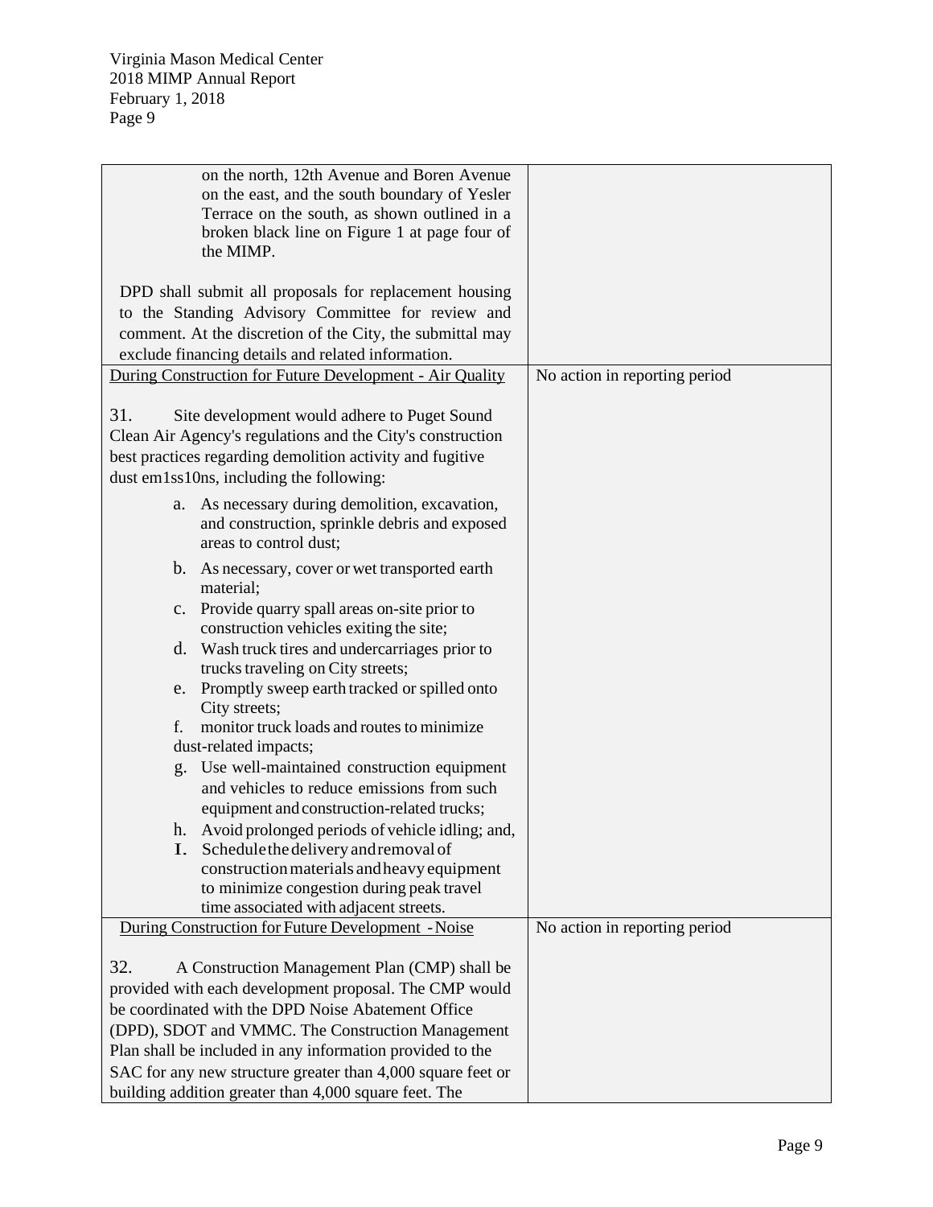| | |
|---|---|
| on the north, 12th Avenue and Boren Avenue on the east, and the south boundary of Yesler Terrace on the south, as shown outlined in a broken black line on Figure 1 at page four of the MIMP.<br><br>DPD shall submit all proposals for replacement housing to the Standing Advisory Committee for review and comment. At the discretion of the City, the submittal may exclude financing details and related information. | |
| <u>During Construction for Future Development - Air Quality</u><br><br>31. Site development would adhere to Puget Sound Clean Air Agency's regulations and the City's construction best practices regarding demolition activity and fugitive dust em1ss10ns, including the following:<br><br>a. As necessary during demolition, excavation, and construction, sprinkle debris and exposed areas to control dust;<br>b. As necessary, cover or wet transported earth material;<br>c. Provide quarry spall areas on-site prior to construction vehicles exiting the site;<br>d. Wash truck tires and undercarriages prior to trucks traveling on City streets;<br>e. Promptly sweep earth tracked or spilled onto City streets;<br>f. monitor truck loads and routes to minimize dust-related impacts;<br>g. Use well-maintained construction equipment and vehicles to reduce emissions from such equipment and construction-related trucks;<br>h. Avoid prolonged periods of vehicle idling; and,<br>I. Schedule the delivery and removal of construction materials and heavy equipment to minimize congestion during peak travel time associated with adjacent streets. | No action in reporting period |
| <u>During Construction for Future Development - Noise</u><br><br>32. A Construction Management Plan (CMP) shall be provided with each development proposal. The CMP would be coordinated with the DPD Noise Abatement Office (DPD), SDOT and VMMC. The Construction Management Plan shall be included in any information provided to the SAC for any new structure greater than 4,000 square feet or building addition greater than 4,000 square feet. The | No action in reporting period |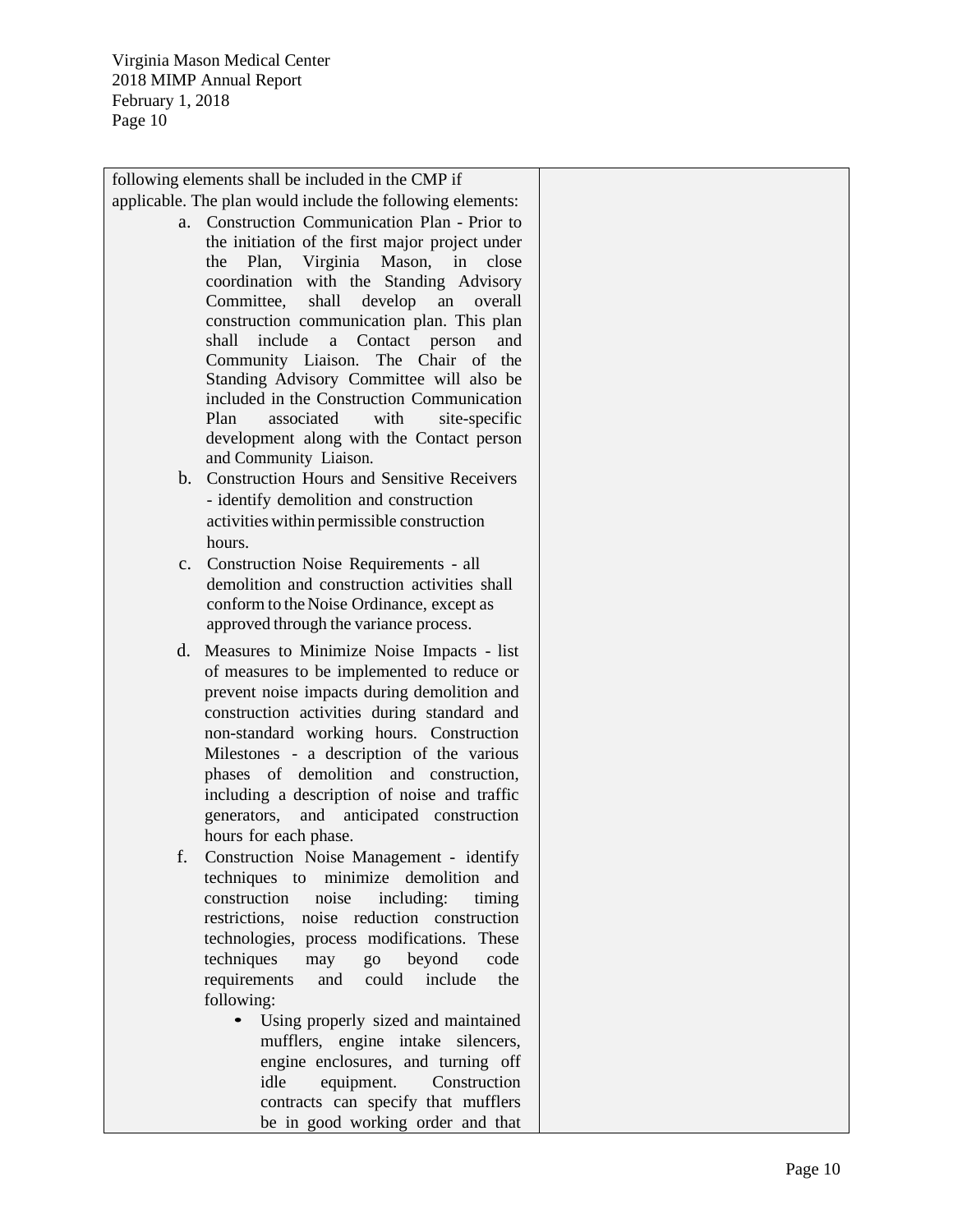| | |
|---|---|
| following elements shall be included in the CMP if applicable. The plan would include the following elements:<br>a. Construction Communication Plan - Prior to the initiation of the first major project under the Plan, Virginia Mason, in close coordination with the Standing Advisory Committee, shall develop an overall construction communication plan. This plan shall include a Contact person and Community Liaison. The Chair of the Standing Advisory Committee will also be included in the Construction Communication Plan associated with site-specific development along with the Contact person and Community Liaison.<br>b. Construction Hours and Sensitive Receivers - identify demolition and construction activities within permissible construction hours.<br>c. Construction Noise Requirements - all demolition and construction activities shall conform to the Noise Ordinance, except as approved through the variance process.<br>d. Measures to Minimize Noise Impacts - list of measures to be implemented to reduce or prevent noise impacts during demolition and construction activities during standard and non-standard working hours. Construction Milestones - a description of the various phases of demolition and construction, including a description of noise and traffic generators, and anticipated construction hours for each phase.<br>f. Construction Noise Management - identify techniques to minimize demolition and construction noise including: timing restrictions, noise reduction construction technologies, process modifications. These techniques may go beyond code requirements and could include the following:<br>• Using properly sized and maintained mufflers, engine intake silencers, engine enclosures, and turning off idle equipment. Construction contracts can specify that mufflers be in good working order and that | |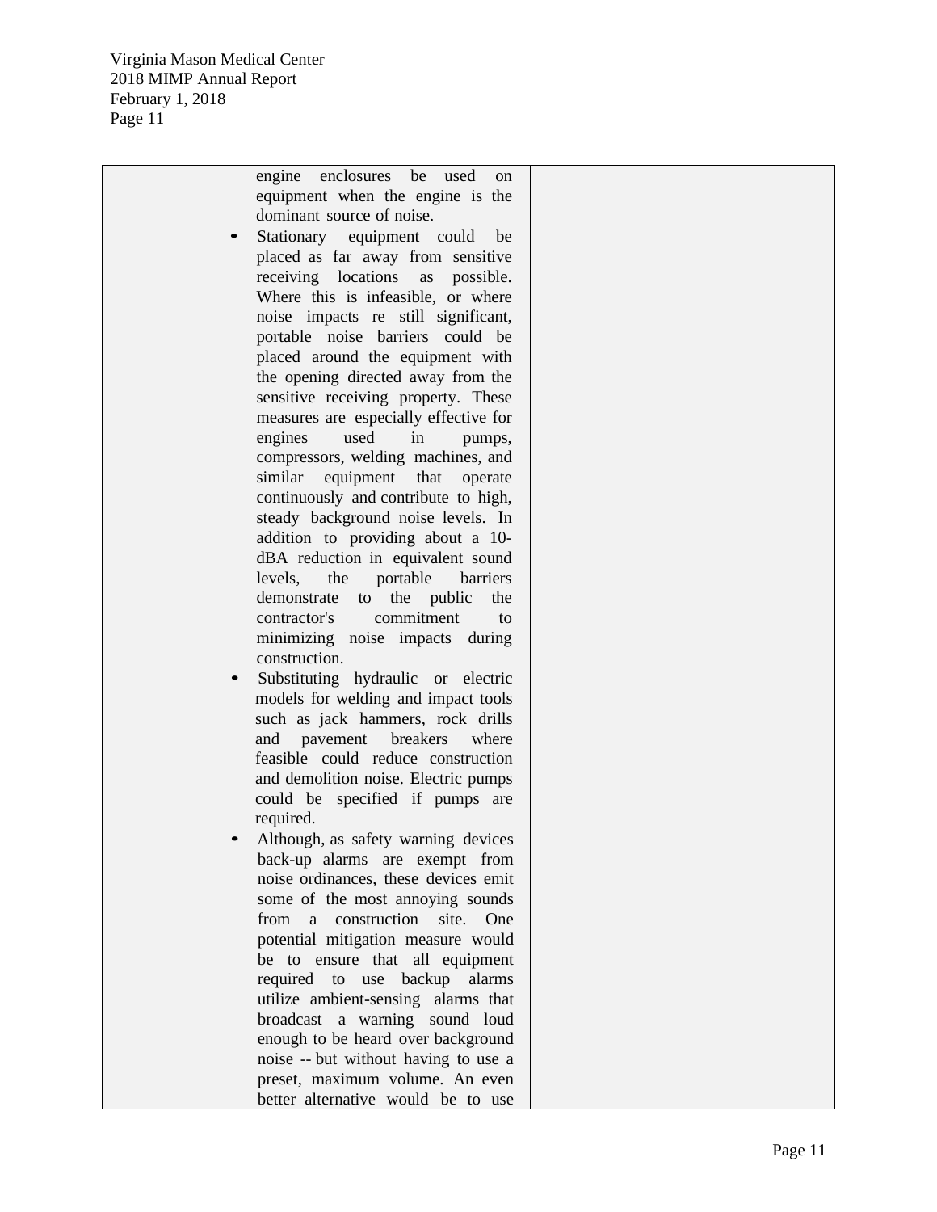| | | |
|---|---|---|
| | engine enclosures be used on equipment when the engine is the dominant source of noise.<br>• Stationary equipment could be placed as far away from sensitive receiving locations as possible. Where this is infeasible, or where noise impacts re still significant, portable noise barriers could be placed around the equipment with the opening directed away from the sensitive receiving property. These measures are especially effective for engines used in pumps, compressors, welding machines, and similar equipment that operate continuously and contribute to high, steady background noise levels. In addition to providing about a 10-dBA reduction in equivalent sound levels, the portable barriers demonstrate to the public the contractor's commitment to minimizing noise impacts during construction.<br>• Substituting hydraulic or electric models for welding and impact tools such as jack hammers, rock drills and pavement breakers where feasible could reduce construction and demolition noise. Electric pumps could be specified if pumps are required.<br>• Although, as safety warning devices back-up alarms are exempt from noise ordinances, these devices emit some of the most annoying sounds from a construction site. One potential mitigation measure would be to ensure that all equipment required to use backup alarms utilize ambient-sensing alarms that broadcast a warning sound loud enough to be heard over background noise -- but without having to use a preset, maximum volume. An even better alternative would be to use | |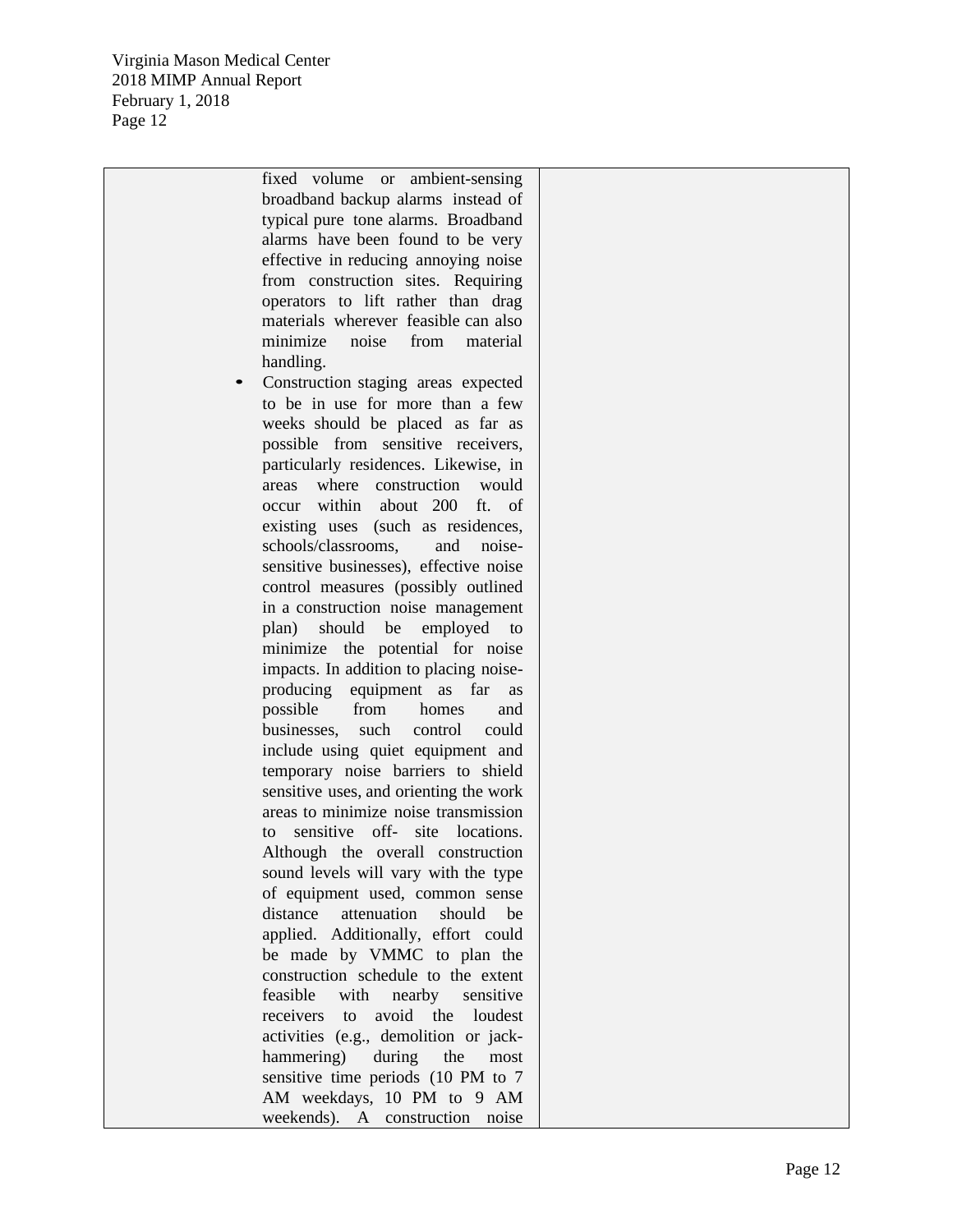| | | |
|---|---|---|
| | fixed volume or ambient-sensing broadband backup alarms instead of typical pure tone alarms. Broadband alarms have been found to be very effective in reducing annoying noise from construction sites. Requiring operators to lift rather than drag materials wherever feasible can also minimize noise from material handling.<br>• Construction staging areas expected to be in use for more than a few weeks should be placed as far as possible from sensitive receivers, particularly residences. Likewise, in areas where construction would occur within about 200 ft. of existing uses (such as residences, schools/classrooms, and noise-sensitive businesses), effective noise control measures (possibly outlined in a construction noise management plan) should be employed to minimize the potential for noise impacts. In addition to placing noise-producing equipment as far as possible from homes and businesses, such control could include using quiet equipment and temporary noise barriers to shield sensitive uses, and orienting the work areas to minimize noise transmission to sensitive off- site locations. Although the overall construction sound levels will vary with the type of equipment used, common sense distance attenuation should be applied. Additionally, effort could be made by VMMC to plan the construction schedule to the extent feasible with nearby sensitive receivers to avoid the loudest activities (e.g., demolition or jack-hammering) during the most sensitive time periods (10 PM to 7 AM weekdays, 10 PM to 9 AM weekends). A construction noise | |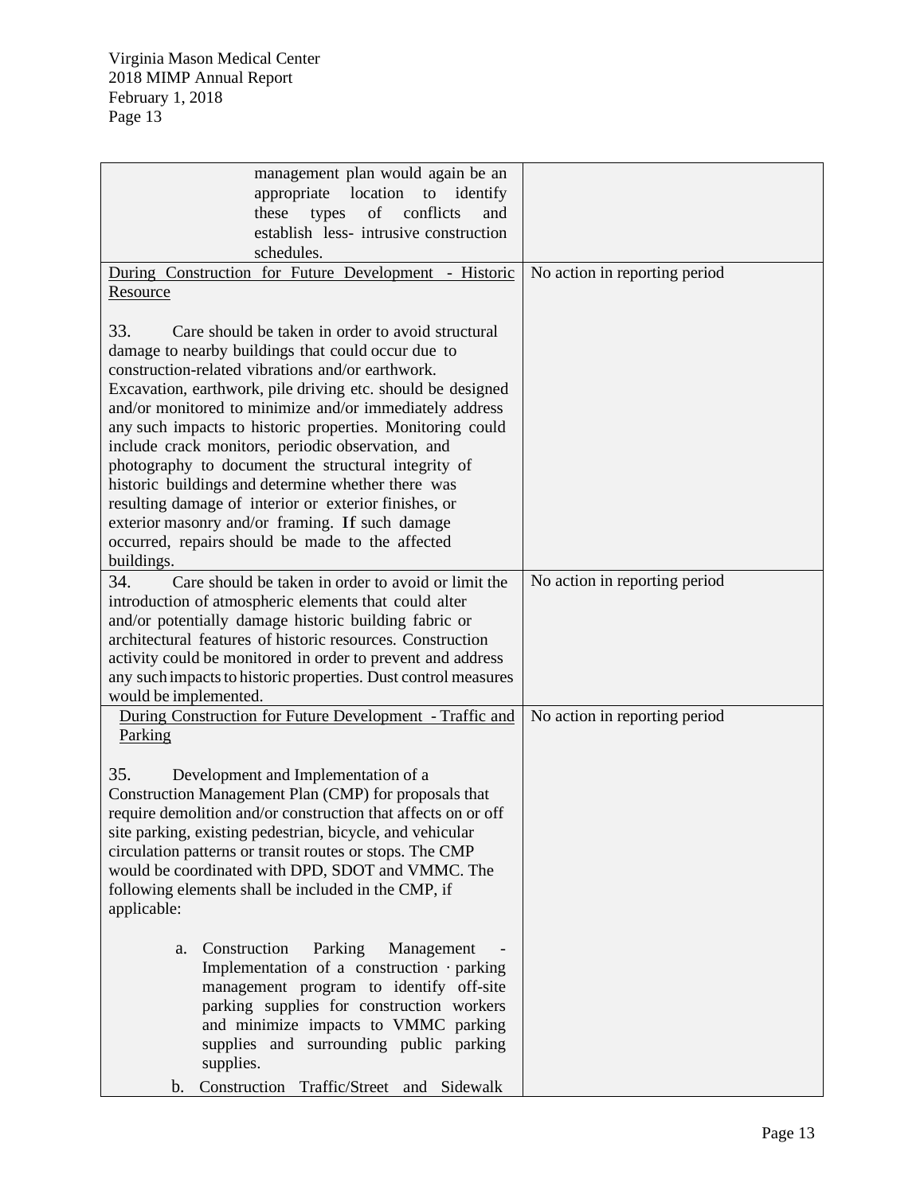| | |
|---|---|
| management plan would again be an appropriate location to identify these types of conflicts and establish less- intrusive construction schedules. | |
| <u>During Construction for Future Development - Historic Resource</u><br><br>33. Care should be taken in order to avoid structural damage to nearby buildings that could occur due to construction-related vibrations and/or earthwork. Excavation, earthwork, pile driving etc. should be designed and/or monitored to minimize and/or immediately address any such impacts to historic properties. Monitoring could include crack monitors, periodic observation, and photography to document the structural integrity of historic buildings and determine whether there was resulting damage of interior or exterior finishes, or exterior masonry and/or framing. If such damage occurred, repairs should be made to the affected buildings. | No action in reporting period |
| 34. Care should be taken in order to avoid or limit the introduction of atmospheric elements that could alter and/or potentially damage historic building fabric or architectural features of historic resources. Construction activity could be monitored in order to prevent and address any such impacts to historic properties. Dust control measures would be implemented. | No action in reporting period |
| <u>During Construction for Future Development - Traffic and Parking</u><br><br>35. Development and Implementation of a Construction Management Plan (CMP) for proposals that require demolition and/or construction that affects on or off site parking, existing pedestrian, bicycle, and vehicular circulation patterns or transit routes or stops. The CMP would be coordinated with DPD, SDOT and VMMC. The following elements shall be included in the CMP, if applicable:<br><br>a. Construction Parking Management - Implementation of a construction · parking management program to identify off-site parking supplies for construction workers and minimize impacts to VMMC parking supplies and surrounding public parking supplies.<br>b. Construction Traffic/Street and Sidewalk | No action in reporting period |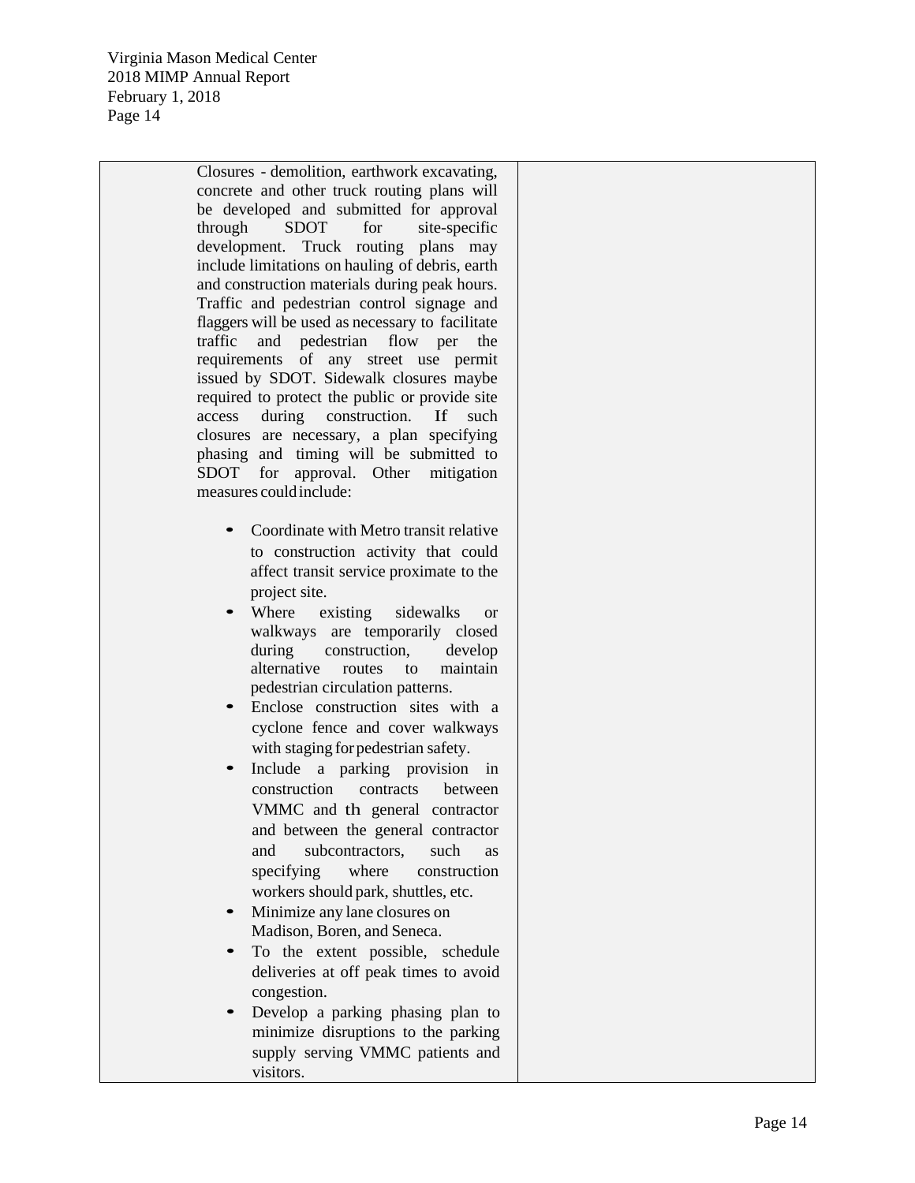| | |
|---|---|
| Closures - demolition, earthwork excavating, concrete and other truck routing plans will be developed and submitted for approval through SDOT for site-specific development. Truck routing plans may include limitations on hauling of debris, earth and construction materials during peak hours. Traffic and pedestrian control signage and flaggers will be used as necessary to facilitate traffic and pedestrian flow per the requirements of any street use permit issued by SDOT. Sidewalk closures maybe required to protect the public or provide site access during construction. If such closures are necessary, a plan specifying phasing and timing will be submitted to SDOT for approval. Other mitigation measures could include:<br><br>• Coordinate with Metro transit relative to construction activity that could affect transit service proximate to the project site.<br>• Where existing sidewalks or walkways are temporarily closed during construction, develop alternative routes to maintain pedestrian circulation patterns.<br>• Enclose construction sites with a cyclone fence and cover walkways with staging for pedestrian safety.<br>• Include a parking provision in construction contracts between VMMC and th general contractor and between the general contractor and subcontractors, such as specifying where construction workers should park, shuttles, etc.<br>• Minimize any lane closures on Madison, Boren, and Seneca.<br>• To the extent possible, schedule deliveries at off peak times to avoid congestion.<br>• Develop a parking phasing plan to minimize disruptions to the parking supply serving VMMC patients and visitors. | |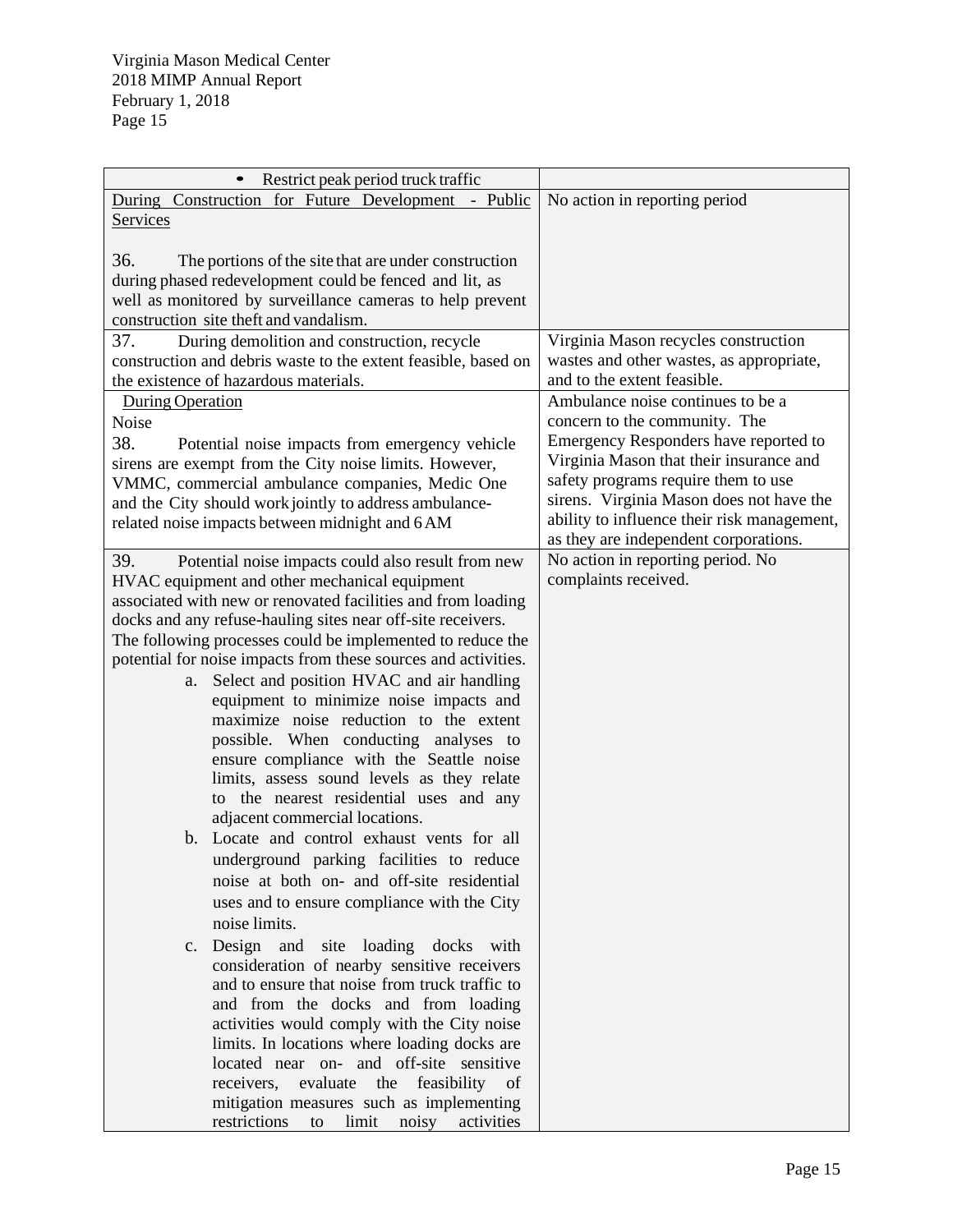| | |
|---|---|
| • Restrict peak period truck traffic | |
| During Construction for Future Development - Public Services<br><br>36. The portions of the site that are under construction during phased redevelopment could be fenced and lit, as well as monitored by surveillance cameras to help prevent construction site theft and vandalism. | No action in reporting period |
| 37. During demolition and construction, recycle construction and debris waste to the extent feasible, based on the existence of hazardous materials. | Virginia Mason recycles construction wastes and other wastes, as appropriate, and to the extent feasible. |
| During Operation<br>Noise<br>38. Potential noise impacts from emergency vehicle sirens are exempt from the City noise limits. However, VMMC, commercial ambulance companies, Medic One and the City should work jointly to address ambulance-related noise impacts between midnight and 6 AM | Ambulance noise continues to be a concern to the community. The Emergency Responders have reported to Virginia Mason that their insurance and safety programs require them to use sirens. Virginia Mason does not have the ability to influence their risk management, as they are independent corporations. |
| 39. Potential noise impacts could also result from new HVAC equipment and other mechanical equipment associated with new or renovated facilities and from loading docks and any refuse-hauling sites near off-site receivers. The following processes could be implemented to reduce the potential for noise impacts from these sources and activities.<br>a. Select and position HVAC and air handling equipment to minimize noise impacts and maximize noise reduction to the extent possible. When conducting analyses to ensure compliance with the Seattle noise limits, assess sound levels as they relate to the nearest residential uses and any adjacent commercial locations.<br>b. Locate and control exhaust vents for all underground parking facilities to reduce noise at both on- and off-site residential uses and to ensure compliance with the City noise limits.<br>c. Design and site loading docks with consideration of nearby sensitive receivers and to ensure that noise from truck traffic to and from the docks and from loading activities would comply with the City noise limits. In locations where loading docks are located near on- and off-site sensitive receivers, evaluate the feasibility of mitigation measures such as implementing restrictions to limit noisy activities | No action in reporting period. No complaints received. |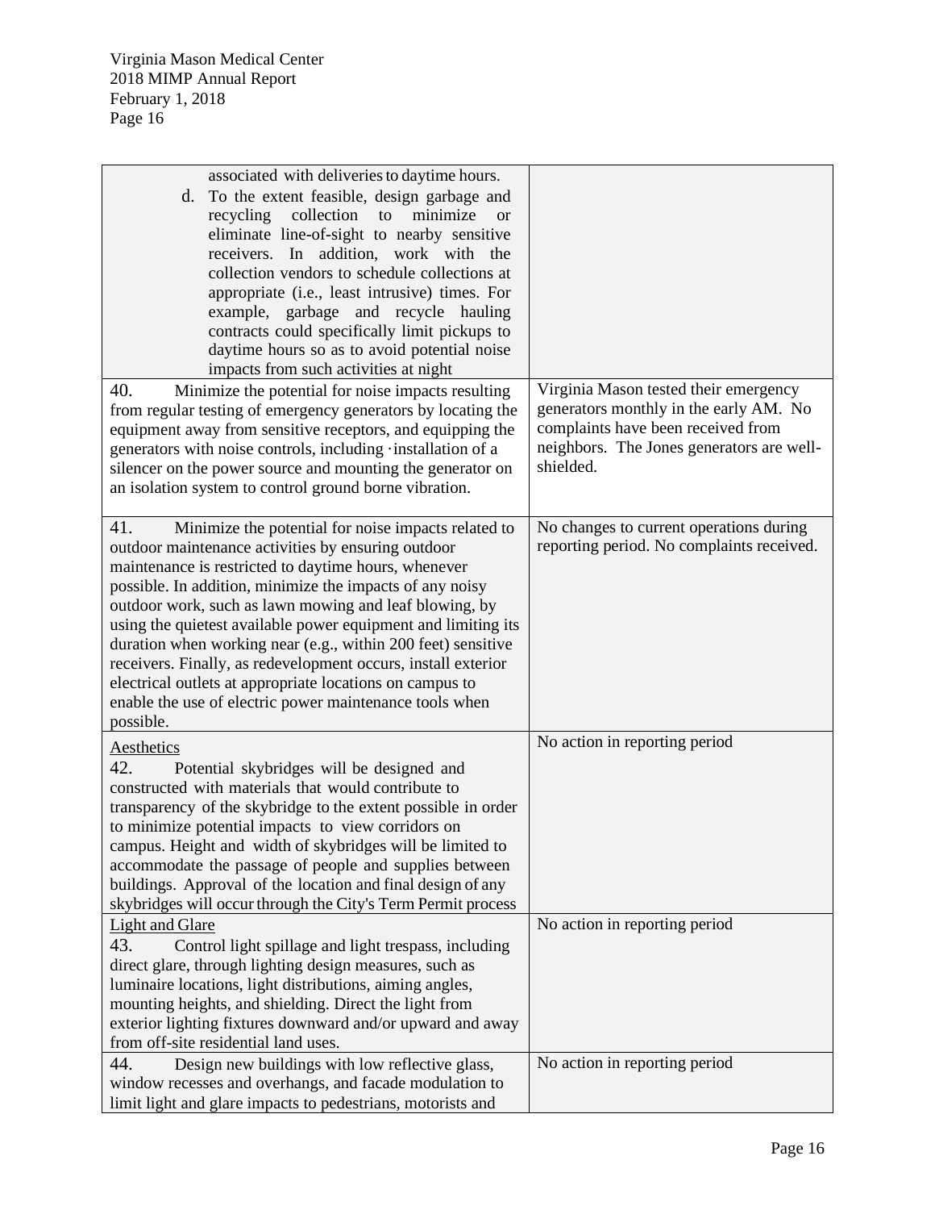| | |
|---|---|
| associated with deliveries to daytime hours.<br>d. To the extent feasible, design garbage and recycling collection to minimize or eliminate line-of-sight to nearby sensitive receivers. In addition, work with the collection vendors to schedule collections at appropriate (i.e., least intrusive) times. For example, garbage and recycle hauling contracts could specifically limit pickups to daytime hours so as to avoid potential noise impacts from such activities at night | |
| 40. Minimize the potential for noise impacts resulting from regular testing of emergency generators by locating the equipment away from sensitive receptors, and equipping the generators with noise controls, including ·installation of a silencer on the power source and mounting the generator on an isolation system to control ground borne vibration. | Virginia Mason tested their emergency generators monthly in the early AM. No complaints have been received from neighbors. The Jones generators are well-shielded. |
| 41. Minimize the potential for noise impacts related to outdoor maintenance activities by ensuring outdoor maintenance is restricted to daytime hours, whenever possible. In addition, minimize the impacts of any noisy outdoor work, such as lawn mowing and leaf blowing, by using the quietest available power equipment and limiting its duration when working near (e.g., within 200 feet) sensitive receivers. Finally, as redevelopment occurs, install exterior electrical outlets at appropriate locations on campus to enable the use of electric power maintenance tools when possible. | No changes to current operations during reporting period. No complaints received. |
| Aesthetics<br>42. Potential skybridges will be designed and constructed with materials that would contribute to transparency of the skybridge to the extent possible in order to minimize potential impacts to view corridors on campus. Height and width of skybridges will be limited to accommodate the passage of people and supplies between buildings. Approval of the location and final design of any skybridges will occur through the City's Term Permit process | No action in reporting period |
| Light and Glare<br>43. Control light spillage and light trespass, including direct glare, through lighting design measures, such as luminaire locations, light distributions, aiming angles, mounting heights, and shielding. Direct the light from exterior lighting fixtures downward and/or upward and away from off-site residential land uses. | No action in reporting period |
| 44. Design new buildings with low reflective glass, window recesses and overhangs, and facade modulation to limit light and glare impacts to pedestrians, motorists and | No action in reporting period |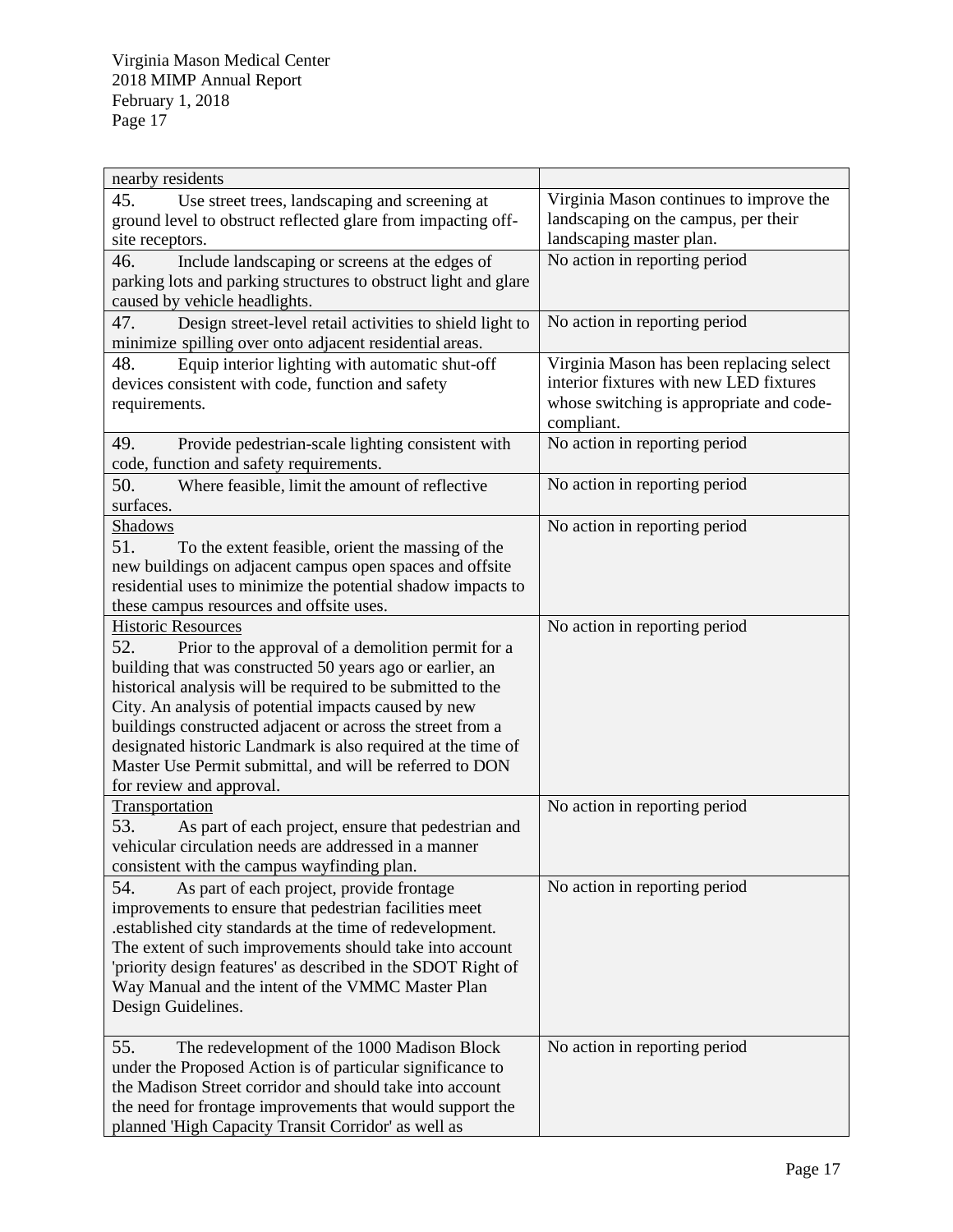| | |
|---|---|
| nearby residents | |
| 45. Use street trees, landscaping and screening at ground level to obstruct reflected glare from impacting off-site receptors. | Virginia Mason continues to improve the landscaping on the campus, per their landscaping master plan. |
| 46. Include landscaping or screens at the edges of parking lots and parking structures to obstruct light and glare caused by vehicle headlights. | No action in reporting period |
| 47. Design street-level retail activities to shield light to minimize spilling over onto adjacent residential areas. | No action in reporting period |
| 48. Equip interior lighting with automatic shut-off devices consistent with code, function and safety requirements. | Virginia Mason has been replacing select interior fixtures with new LED fixtures whose switching is appropriate and code-compliant. |
| 49. Provide pedestrian-scale lighting consistent with code, function and safety requirements. | No action in reporting period |
| 50. Where feasible, limit the amount of reflective surfaces. | No action in reporting period |
| <u>Shadows</u><br>51. To the extent feasible, orient the massing of the new buildings on adjacent campus open spaces and offsite residential uses to minimize the potential shadow impacts to these campus resources and offsite uses. | No action in reporting period |
| <u>Historic Resources</u><br>52. Prior to the approval of a demolition permit for a building that was constructed 50 years ago or earlier, an historical analysis will be required to be submitted to the City. An analysis of potential impacts caused by new buildings constructed adjacent or across the street from a designated historic Landmark is also required at the time of Master Use Permit submittal, and will be referred to DON for review and approval. | No action in reporting period |
| <u>Transportation</u><br>53. As part of each project, ensure that pedestrian and vehicular circulation needs are addressed in a manner consistent with the campus wayfinding plan. | No action in reporting period |
| 54. As part of each project, provide frontage improvements to ensure that pedestrian facilities meet .established city standards at the time of redevelopment. The extent of such improvements should take into account 'priority design features' as described in the SDOT Right of Way Manual and the intent of the VMMC Master Plan Design Guidelines. | No action in reporting period |
| 55. The redevelopment of the 1000 Madison Block under the Proposed Action is of particular significance to the Madison Street corridor and should take into account the need for frontage improvements that would support the planned 'High Capacity Transit Corridor' as well as | No action in reporting period |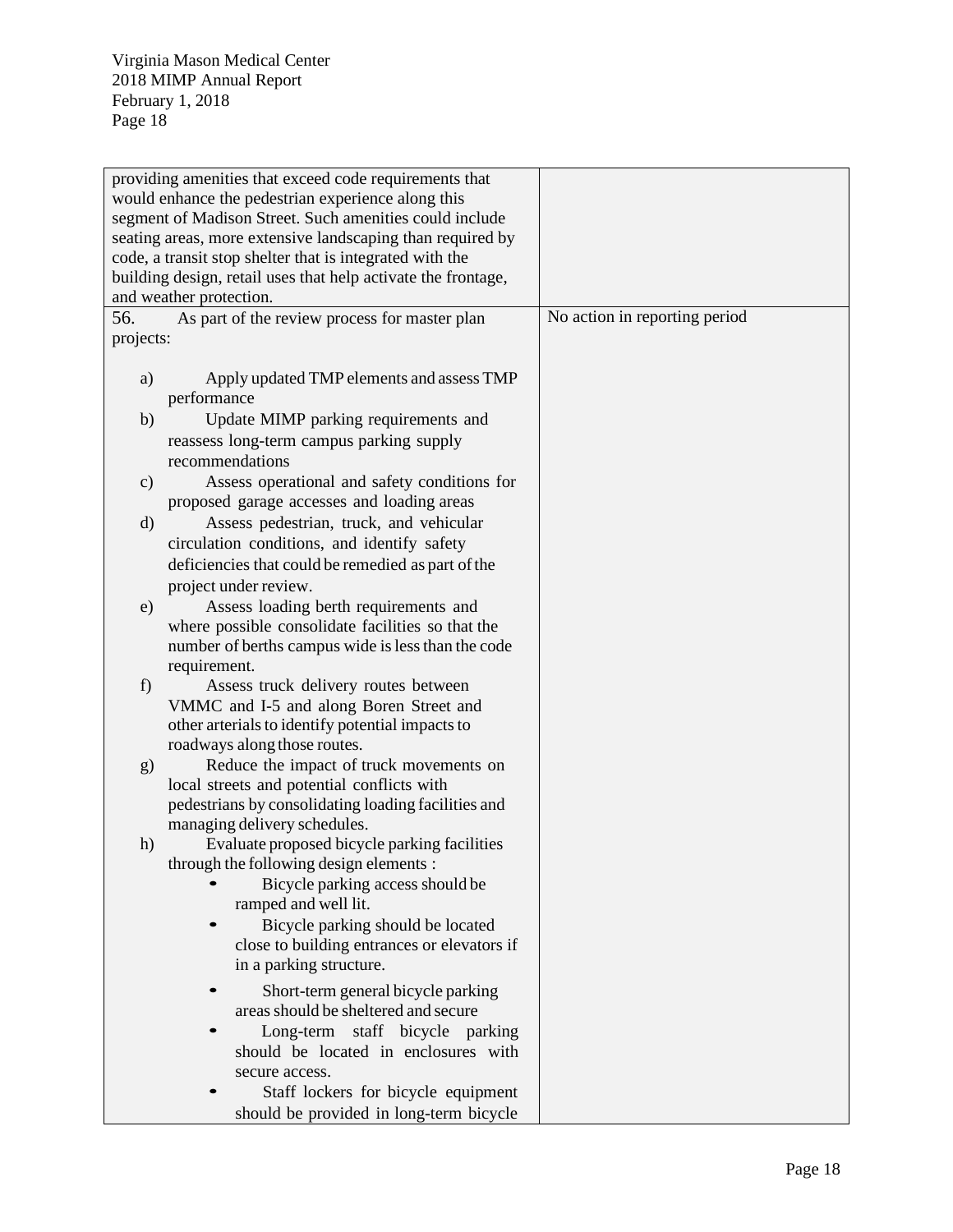| | |
|---|---|
| providing amenities that exceed code requirements that would enhance the pedestrian experience along this segment of Madison Street. Such amenities could include seating areas, more extensive landscaping than required by code, a transit stop shelter that is integrated with the building design, retail uses that help activate the frontage, and weather protection. | |
| 56. As part of the review process for master plan projects:<br><br>a) Apply updated TMP elements and assess TMP performance<br>b) Update MIMP parking requirements and reassess long-term campus parking supply recommendations<br>c) Assess operational and safety conditions for proposed garage accesses and loading areas<br>d) Assess pedestrian, truck, and vehicular circulation conditions, and identify safety deficiencies that could be remedied as part of the project under review.<br>e) Assess loading berth requirements and where possible consolidate facilities so that the number of berths campus wide is less than the code requirement.<br>f) Assess truck delivery routes between VMMC and I-5 and along Boren Street and other arterials to identify potential impacts to roadways along those routes.<br>g) Reduce the impact of truck movements on local streets and potential conflicts with pedestrians by consolidating loading facilities and managing delivery schedules.<br>h) Evaluate proposed bicycle parking facilities through the following design elements :<br>• Bicycle parking access should be ramped and well lit.<br>• Bicycle parking should be located close to building entrances or elevators if in a parking structure.<br>• Short-term general bicycle parking areas should be sheltered and secure<br>• Long-term staff bicycle parking should be located in enclosures with secure access.<br>• Staff lockers for bicycle equipment should be provided in long-term bicycle | No action in reporting period |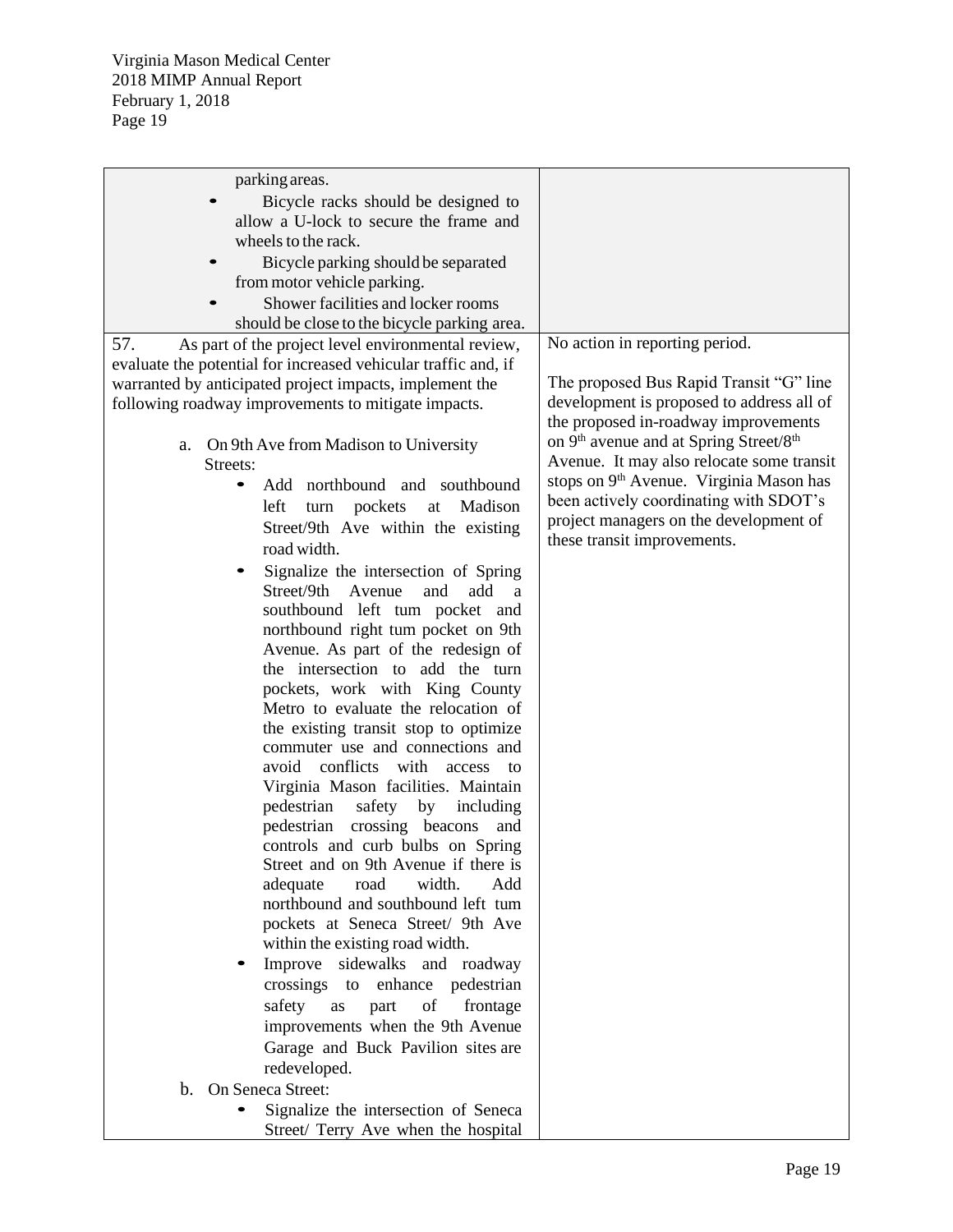| | |
|---|---|
| parking areas.<br>• Bicycle racks should be designed to allow a U-lock to secure the frame and wheels to the rack.<br>• Bicycle parking should be separated from motor vehicle parking.<br>• Shower facilities and locker rooms should be close to the bicycle parking area. | |
| 57. As part of the project level environmental review, evaluate the potential for increased vehicular traffic and, if warranted by anticipated project impacts, implement the following roadway improvements to mitigate impacts.<br><br>a. On 9th Ave from Madison to University Streets:<br>• Add northbound and southbound left turn pockets at Madison Street/9th Ave within the existing road width.<br>• Signalize the intersection of Spring Street/9th Avenue and add a southbound left tum pocket and northbound right tum pocket on 9th Avenue. As part of the redesign of the intersection to add the turn pockets, work with King County Metro to evaluate the relocation of the existing transit stop to optimize commuter use and connections and avoid conflicts with access to Virginia Mason facilities. Maintain pedestrian safety by including pedestrian crossing beacons and controls and curb bulbs on Spring Street and on 9th Avenue if there is adequate road width. Add northbound and southbound left tum pockets at Seneca Street/ 9th Ave within the existing road width.<br>• Improve sidewalks and roadway crossings to enhance pedestrian safety as part of frontage improvements when the 9th Avenue Garage and Buck Pavilion sites are redeveloped.<br><br>b. On Seneca Street:<br>• Signalize the intersection of Seneca Street/ Terry Ave when the hospital | No action in reporting period.<br><br>The proposed Bus Rapid Transit "G" line development is proposed to address all of the proposed in-roadway improvements on 9th avenue and at Spring Street/8th Avenue. It may also relocate some transit stops on 9th Avenue. Virginia Mason has been actively coordinating with SDOT's project managers on the development of these transit improvements. |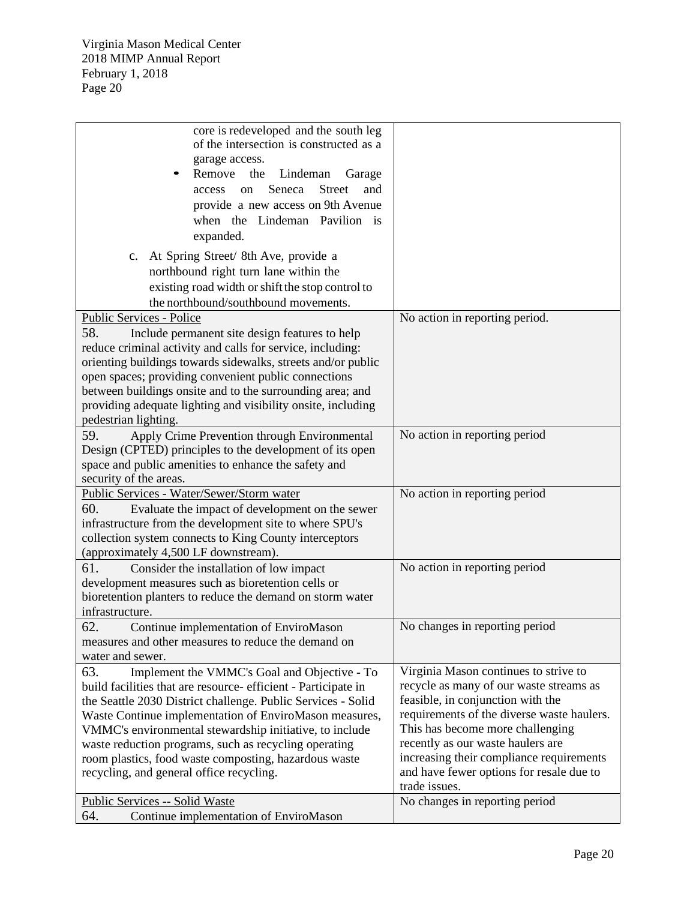| | |
|---|---|
| core is redeveloped and the south leg of the intersection is constructed as a garage access.<br>• Remove the Lindeman Garage access on Seneca Street and provide a new access on 9th Avenue when the Lindeman Pavilion is expanded.<br>c. At Spring Street/ 8th Ave, provide a northbound right turn lane within the existing road width or shift the stop control to the northbound/southbound movements. | |
| Public Services - Police<br>58. Include permanent site design features to help reduce criminal activity and calls for service, including: orienting buildings towards sidewalks, streets and/or public open spaces; providing convenient public connections between buildings onsite and to the surrounding area; and providing adequate lighting and visibility onsite, including pedestrian lighting. | No action in reporting period. |
| 59. Apply Crime Prevention through Environmental Design (CPTED) principles to the development of its open space and public amenities to enhance the safety and security of the areas. | No action in reporting period |
| Public Services - Water/Sewer/Storm water<br>60. Evaluate the impact of development on the sewer infrastructure from the development site to where SPU's collection system connects to King County interceptors (approximately 4,500 LF downstream). | No action in reporting period |
| 61. Consider the installation of low impact development measures such as bioretention cells or bioretention planters to reduce the demand on storm water infrastructure. | No action in reporting period |
| 62. Continue implementation of EnviroMason measures and other measures to reduce the demand on water and sewer. | No changes in reporting period |
| 63. Implement the VMMC's Goal and Objective - To build facilities that are resource- efficient - Participate in the Seattle 2030 District challenge. Public Services - Solid Waste Continue implementation of EnviroMason measures, VMMC's environmental stewardship initiative, to include waste reduction programs, such as recycling operating room plastics, food waste composting, hazardous waste recycling, and general office recycling. | Virginia Mason continues to strive to recycle as many of our waste streams as feasible, in conjunction with the requirements of the diverse waste haulers. This has become more challenging recently as our waste haulers are increasing their compliance requirements and have fewer options for resale due to trade issues. |
| Public Services -- Solid Waste<br>64. Continue implementation of EnviroMason | No changes in reporting period |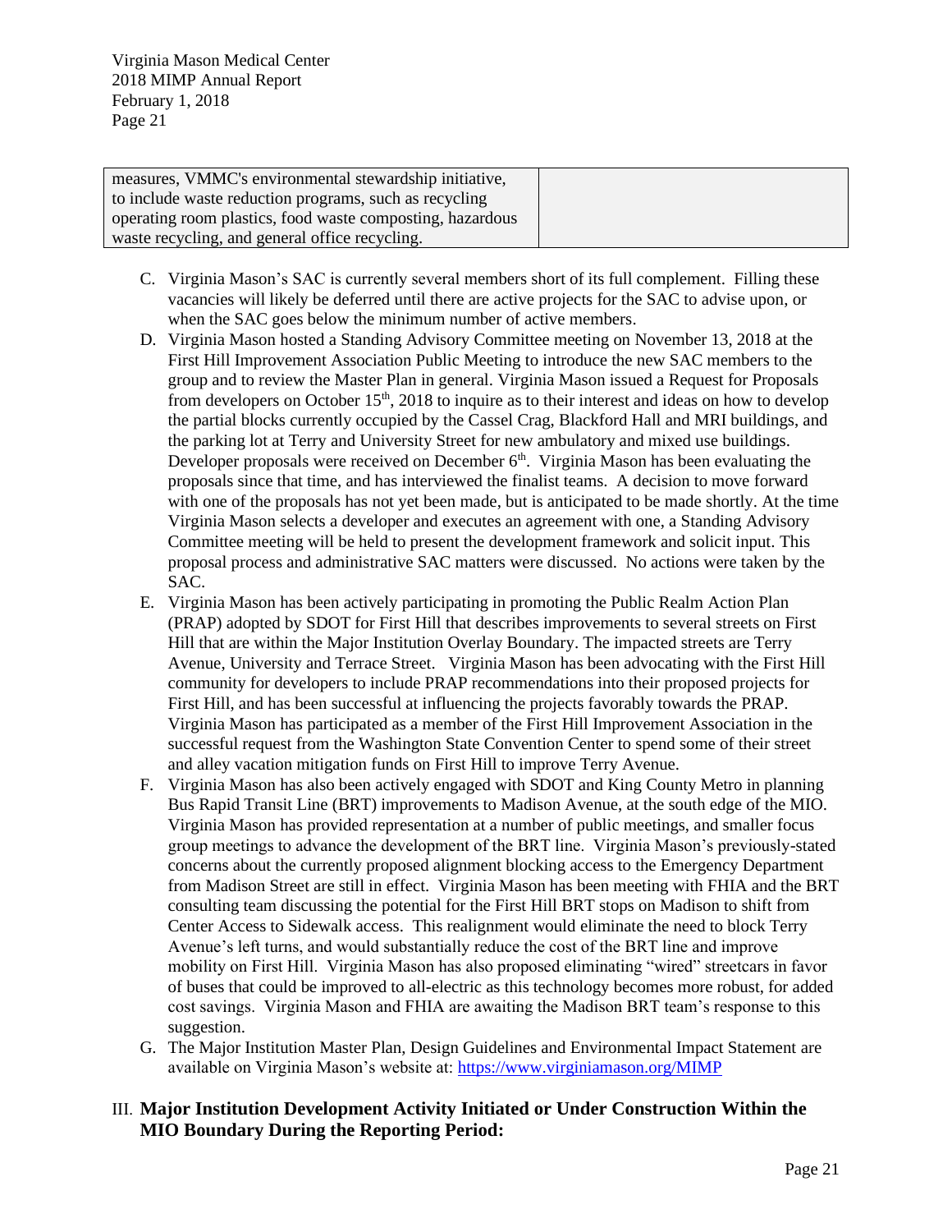| measures, VMMC's environmental stewardship initiative, to include waste reduction programs, such as recycling operating room plastics, food waste composting, hazardous waste recycling, and general office recycling. | |
|---|---|

C. Virginia Mason's SAC is currently several members short of its full complement. Filling these vacancies will likely be deferred until there are active projects for the SAC to advise upon, or when the SAC goes below the minimum number of active members.

D. Virginia Mason hosted a Standing Advisory Committee meeting on November 13, 2018 at the First Hill Improvement Association Public Meeting to introduce the new SAC members to the group and to review the Master Plan in general. Virginia Mason issued a Request for Proposals from developers on October 15th, 2018 to inquire as to their interest and ideas on how to develop the partial blocks currently occupied by the Cassel Crag, Blackford Hall and MRI buildings, and the parking lot at Terry and University Street for new ambulatory and mixed use buildings. Developer proposals were received on December 6th. Virginia Mason has been evaluating the proposals since that time, and has interviewed the finalist teams. A decision to move forward with one of the proposals has not yet been made, but is anticipated to be made shortly. At the time Virginia Mason selects a developer and executes an agreement with one, a Standing Advisory Committee meeting will be held to present the development framework and solicit input. This proposal process and administrative SAC matters were discussed. No actions were taken by the SAC.

E. Virginia Mason has been actively participating in promoting the Public Realm Action Plan (PRAP) adopted by SDOT for First Hill that describes improvements to several streets on First Hill that are within the Major Institution Overlay Boundary. The impacted streets are Terry Avenue, University and Terrace Street. Virginia Mason has been advocating with the First Hill community for developers to include PRAP recommendations into their proposed projects for First Hill, and has been successful at influencing the projects favorably towards the PRAP. Virginia Mason has participated as a member of the First Hill Improvement Association in the successful request from the Washington State Convention Center to spend some of their street and alley vacation mitigation funds on First Hill to improve Terry Avenue.

F. Virginia Mason has also been actively engaged with SDOT and King County Metro in planning Bus Rapid Transit Line (BRT) improvements to Madison Avenue, at the south edge of the MIO. Virginia Mason has provided representation at a number of public meetings, and smaller focus group meetings to advance the development of the BRT line. Virginia Mason's previously-stated concerns about the currently proposed alignment blocking access to the Emergency Department from Madison Street are still in effect. Virginia Mason has been meeting with FHIA and the BRT consulting team discussing the potential for the First Hill BRT stops on Madison to shift from Center Access to Sidewalk access. This realignment would eliminate the need to block Terry Avenue's left turns, and would substantially reduce the cost of the BRT line and improve mobility on First Hill. Virginia Mason has also proposed eliminating "wired" streetcars in favor of buses that could be improved to all-electric as this technology becomes more robust, for added cost savings. Virginia Mason and FHIA are awaiting the Madison BRT team's response to this suggestion.

G. The Major Institution Master Plan, Design Guidelines and Environmental Impact Statement are available on Virginia Mason's website at: https://www.virginiamason.org/MIMP

## III. Major Institution Development Activity Initiated or Under Construction Within the MIO Boundary During the Reporting Period: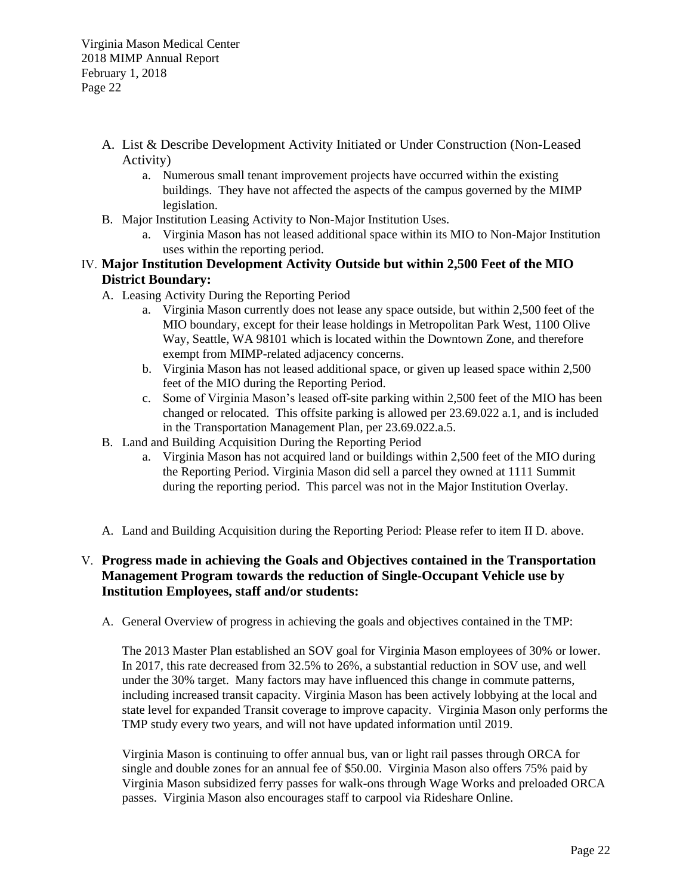A. List & Describe Development Activity Initiated or Under Construction (Non-Leased Activity)
   a. Numerous small tenant improvement projects have occurred within the existing buildings. They have not affected the aspects of the campus governed by the MIMP legislation.

B. Major Institution Leasing Activity to Non-Major Institution Uses.
   a. Virginia Mason has not leased additional space within its MIO to Non-Major Institution uses within the reporting period.

IV. **Major Institution Development Activity Outside but within 2,500 Feet of the MIO District Boundary:**

A. Leasing Activity During the Reporting Period
   a. Virginia Mason currently does not lease any space outside, but within 2,500 feet of the MIO boundary, except for their lease holdings in Metropolitan Park West, 1100 Olive Way, Seattle, WA 98101 which is located within the Downtown Zone, and therefore exempt from MIMP-related adjacency concerns.
   b. Virginia Mason has not leased additional space, or given up leased space within 2,500 feet of the MIO during the Reporting Period.
   c. Some of Virginia Mason's leased off-site parking within 2,500 feet of the MIO has been changed or relocated. This offsite parking is allowed per 23.69.022 a.1, and is included in the Transportation Management Plan, per 23.69.022.a.5.

B. Land and Building Acquisition During the Reporting Period
   a. Virginia Mason has not acquired land or buildings within 2,500 feet of the MIO during the Reporting Period. Virginia Mason did sell a parcel they owned at 1111 Summit during the reporting period. This parcel was not in the Major Institution Overlay.

A. Land and Building Acquisition during the Reporting Period: Please refer to item II D. above.

V. **Progress made in achieving the Goals and Objectives contained in the Transportation Management Program towards the reduction of Single-Occupant Vehicle use by Institution Employees, staff and/or students:**

A. General Overview of progress in achieving the goals and objectives contained in the TMP:

The 2013 Master Plan established an SOV goal for Virginia Mason employees of 30% or lower. In 2017, this rate decreased from 32.5% to 26%, a substantial reduction in SOV use, and well under the 30% target. Many factors may have influenced this change in commute patterns, including increased transit capacity. Virginia Mason has been actively lobbying at the local and state level for expanded Transit coverage to improve capacity. Virginia Mason only performs the TMP study every two years, and will not have updated information until 2019.

Virginia Mason is continuing to offer annual bus, van or light rail passes through ORCA for single and double zones for an annual fee of $50.00. Virginia Mason also offers 75% paid by Virginia Mason subsidized ferry passes for walk-ons through Wage Works and preloaded ORCA passes. Virginia Mason also encourages staff to carpool via Rideshare Online.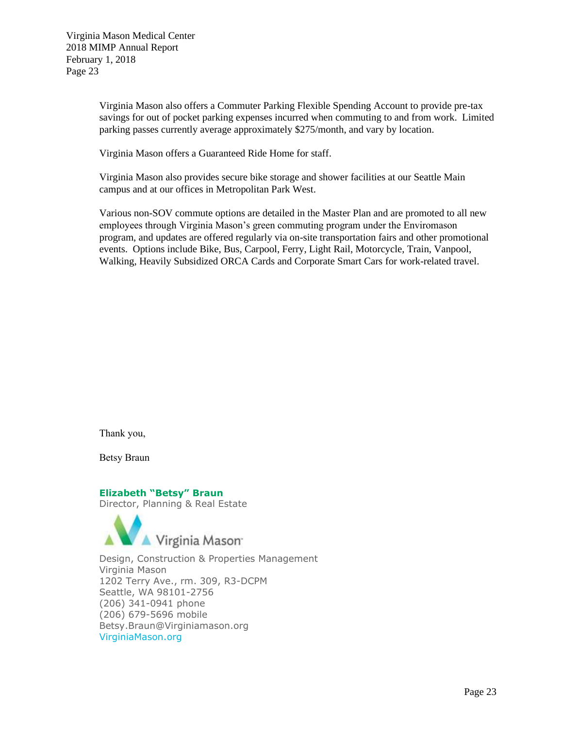Virginia Mason also offers a Commuter Parking Flexible Spending Account to provide pre-tax savings for out of pocket parking expenses incurred when commuting to and from work. Limited parking passes currently average approximately $275/month, and vary by location.

Virginia Mason offers a Guaranteed Ride Home for staff.

Virginia Mason also provides secure bike storage and shower facilities at our Seattle Main campus and at our offices in Metropolitan Park West.

Various non-SOV commute options are detailed in the Master Plan and are promoted to all new employees through Virginia Mason's green commuting program under the Enviromason program, and updates are offered regularly via on-site transportation fairs and other promotional events. Options include Bike, Bus, Carpool, Ferry, Light Rail, Motorcycle, Train, Vanpool, Walking, Heavily Subsidized ORCA Cards and Corporate Smart Cars for work-related travel.

Thank you,

Betsy Braun

**Elizabeth "Betsy" Braun**
Director, Planning & Real Estate

Virginia Mason

Design, Construction & Properties Management
Virginia Mason
1202 Terry Ave., rm. 309, R3-DCPM
Seattle, WA 98101-2756
(206) 341-0941 phone
(206) 679-5696 mobile
Betsy.Braun@Virginiamason.org
VirginiaMason.org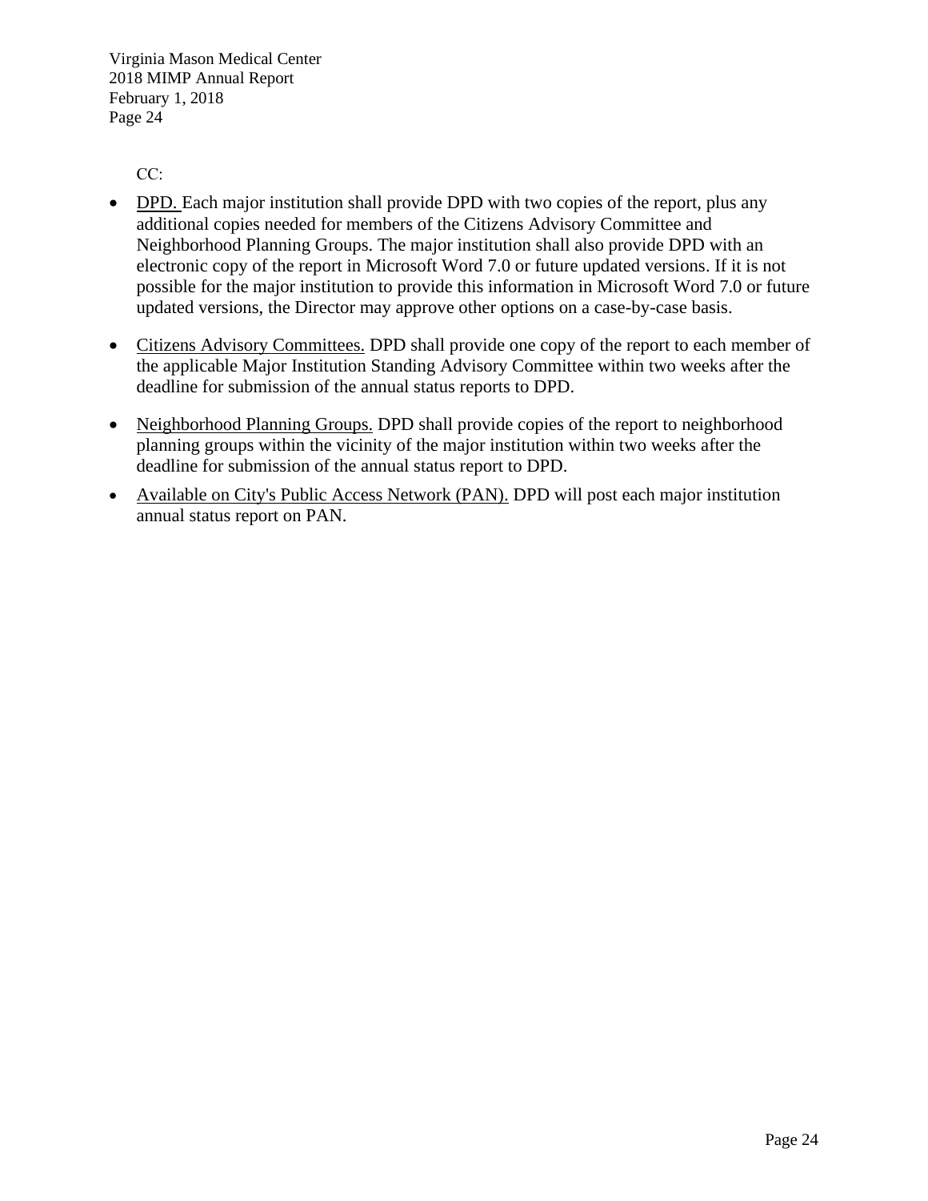CC:

- DPD. Each major institution shall provide DPD with two copies of the report, plus any additional copies needed for members of the Citizens Advisory Committee and Neighborhood Planning Groups. The major institution shall also provide DPD with an electronic copy of the report in Microsoft Word 7.0 or future updated versions. If it is not possible for the major institution to provide this information in Microsoft Word 7.0 or future updated versions, the Director may approve other options on a case-by-case basis.

- Citizens Advisory Committees. DPD shall provide one copy of the report to each member of the applicable Major Institution Standing Advisory Committee within two weeks after the deadline for submission of the annual status reports to DPD.

- Neighborhood Planning Groups. DPD shall provide copies of the report to neighborhood planning groups within the vicinity of the major institution within two weeks after the deadline for submission of the annual status report to DPD.

- Available on City's Public Access Network (PAN). DPD will post each major institution annual status report on PAN.